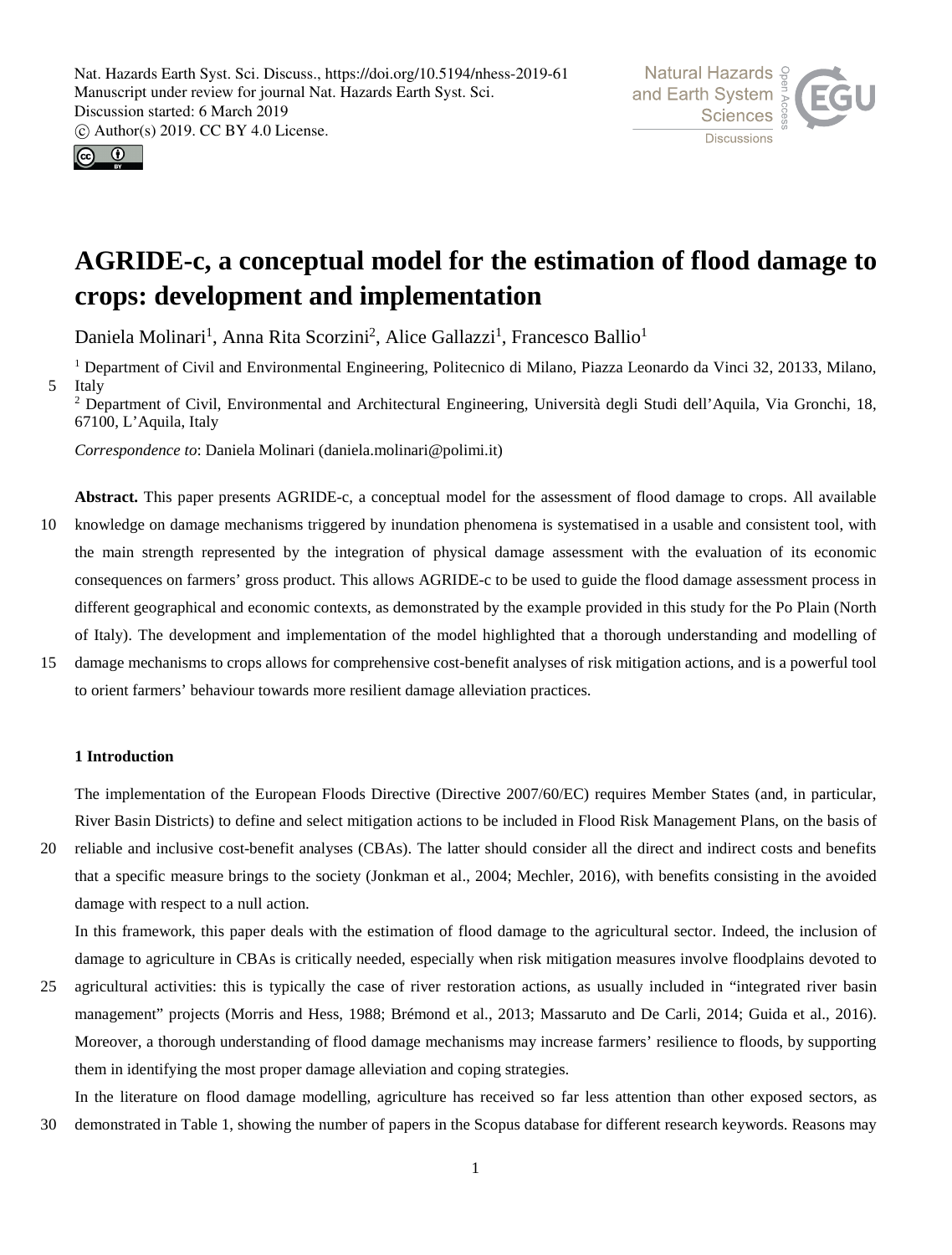# AGRIDE-c, a conceptual model for the estimation of flood damage to crops: development and implementation

Daniela Molinari[1], Anna Rita Scorzini[2], Alice Gallazzi[1], Francesco Ballio[1]

[1] Department of Civil and Environmental Engineering, Politecnico di Milano, Piazza Leonardo da Vinci 32, 20133, Milano, Italy

[2] Department of Civil, Environmental and Architectural Engineering, Università degli Studi dell'Aquila, Via Gronchi, 18, 67100, L'Aquila, Italy

*Correspondence to*: Daniela Molinari (daniela.molinari@polimi.it)

**Abstract.** This paper presents AGRIDE-c, a conceptual model for the assessment of flood damage to crops. All available knowledge on damage mechanisms triggered by inundation phenomena is systematised in a usable and consistent tool, with the main strength represented by the integration of physical damage assessment with the evaluation of its economic consequences on farmers' gross product. This allows AGRIDE-c to be used to guide the flood damage assessment process in different geographical and economic contexts, as demonstrated by the example provided in this study for the Po Plain (North of Italy). The development and implementation of the model highlighted that a thorough understanding and modelling of damage mechanisms to crops allows for comprehensive cost-benefit analyses of risk mitigation actions, and is a powerful tool to orient farmers' behaviour towards more resilient damage alleviation practices.

## 1 Introduction

The implementation of the European Floods Directive (Directive 2007/60/EC) requires Member States (and, in particular, River Basin Districts) to define and select mitigation actions to be included in Flood Risk Management Plans, on the basis of reliable and inclusive cost-benefit analyses (CBAs). The latter should consider all the direct and indirect costs and benefits that a specific measure brings to the society (Jonkman et al., 2004; Mechler, 2016), with benefits consisting in the avoided damage with respect to a null action.

In this framework, this paper deals with the estimation of flood damage to the agricultural sector. Indeed, the inclusion of damage to agriculture in CBAs is critically needed, especially when risk mitigation measures involve floodplains devoted to agricultural activities: this is typically the case of river restoration actions, as usually included in "integrated river basin management" projects (Morris and Hess, 1988; Brémond et al., 2013; Massaruto and De Carli, 2014; Guida et al., 2016). Moreover, a thorough understanding of flood damage mechanisms may increase farmers' resilience to floods, by supporting them in identifying the most proper damage alleviation and coping strategies.

In the literature on flood damage modelling, agriculture has received so far less attention than other exposed sectors, as demonstrated in Table 1, showing the number of papers in the Scopus database for different research keywords. Reasons may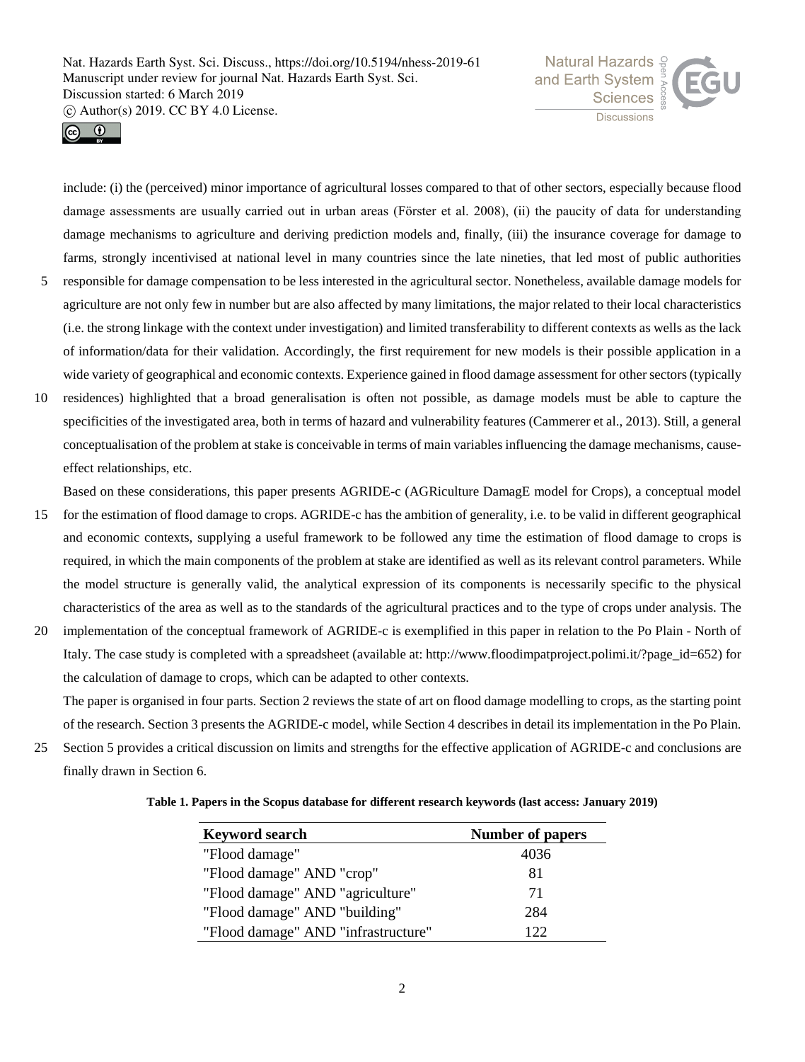include: (i) the (perceived) minor importance of agricultural losses compared to that of other sectors, especially because flood damage assessments are usually carried out in urban areas (Förster et al. 2008), (ii) the paucity of data for understanding damage mechanisms to agriculture and deriving prediction models and, finally, (iii) the insurance coverage for damage to farms, strongly incentivised at national level in many countries since the late nineties, that led most of public authorities responsible for damage compensation to be less interested in the agricultural sector. Nonetheless, available damage models for agriculture are not only few in number but are also affected by many limitations, the major related to their local characteristics (i.e. the strong linkage with the context under investigation) and limited transferability to different contexts as wells as the lack of information/data for their validation. Accordingly, the first requirement for new models is their possible application in a wide variety of geographical and economic contexts. Experience gained in flood damage assessment for other sectors (typically residences) highlighted that a broad generalisation is often not possible, as damage models must be able to capture the specificities of the investigated area, both in terms of hazard and vulnerability features (Cammerer et al., 2013). Still, a general conceptualisation of the problem at stake is conceivable in terms of main variables influencing the damage mechanisms, cause-effect relationships, etc.

Based on these considerations, this paper presents AGRIDE-c (AGRiculture DamagE model for Crops), a conceptual model for the estimation of flood damage to crops. AGRIDE-c has the ambition of generality, i.e. to be valid in different geographical and economic contexts, supplying a useful framework to be followed any time the estimation of flood damage to crops is required, in which the main components of the problem at stake are identified as well as its relevant control parameters. While the model structure is generally valid, the analytical expression of its components is necessarily specific to the physical characteristics of the area as well as to the standards of the agricultural practices and to the type of crops under analysis. The implementation of the conceptual framework of AGRIDE-c is exemplified in this paper in relation to the Po Plain - North of Italy. The case study is completed with a spreadsheet (available at: http://www.floodimpatproject.polimi.it/?page_id=652) for the calculation of damage to crops, which can be adapted to other contexts.

The paper is organised in four parts. Section 2 reviews the state of art on flood damage modelling to crops, as the starting point of the research. Section 3 presents the AGRIDE-c model, while Section 4 describes in detail its implementation in the Po Plain. Section 5 provides a critical discussion on limits and strengths for the effective application of AGRIDE-c and conclusions are finally drawn in Section 6.

**Table 1. Papers in the Scopus database for different research keywords (last access: January 2019)**

| Keyword search | Number of papers |
|---|---|
| "Flood damage" | 4036 |
| "Flood damage" AND "crop" | 81 |
| "Flood damage" AND "agriculture" | 71 |
| "Flood damage" AND "building" | 284 |
| "Flood damage" AND "infrastructure" | 122 |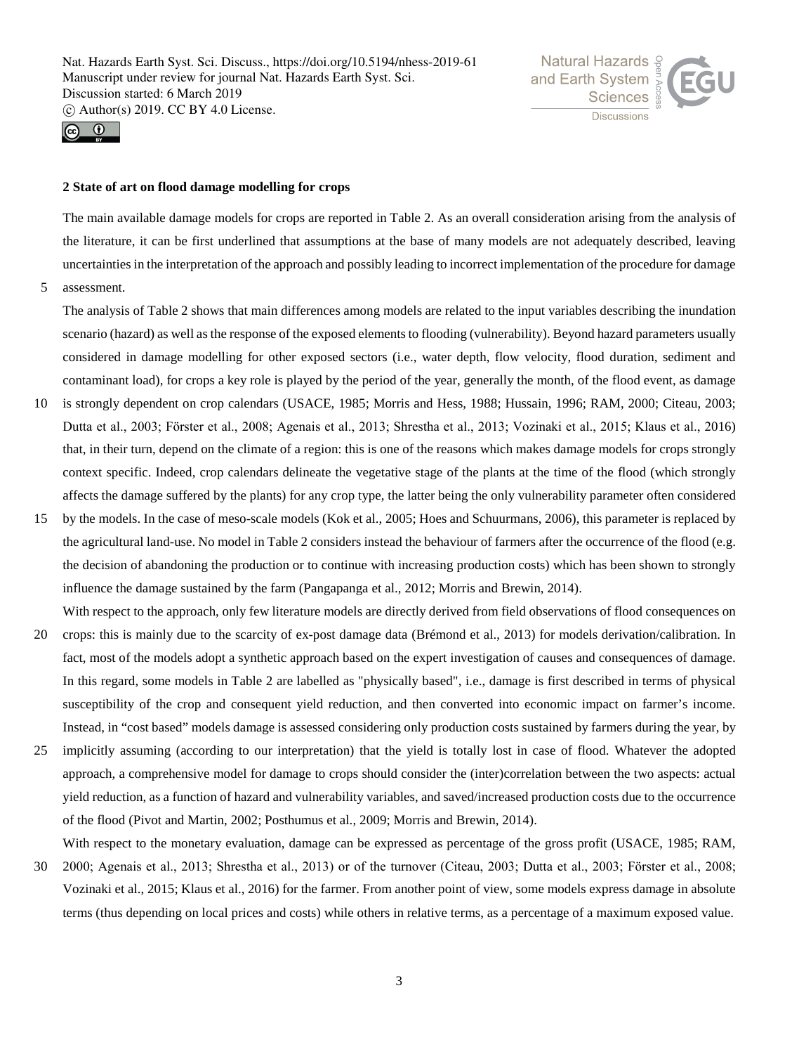## 2 State of art on flood damage modelling for crops

The main available damage models for crops are reported in Table 2. As an overall consideration arising from the analysis of the literature, it can be first underlined that assumptions at the base of many models are not adequately described, leaving uncertainties in the interpretation of the approach and possibly leading to incorrect implementation of the procedure for damage assessment.

The analysis of Table 2 shows that main differences among models are related to the input variables describing the inundation scenario (hazard) as well as the response of the exposed elements to flooding (vulnerability). Beyond hazard parameters usually considered in damage modelling for other exposed sectors (i.e., water depth, flow velocity, flood duration, sediment and contaminant load), for crops a key role is played by the period of the year, generally the month, of the flood event, as damage is strongly dependent on crop calendars (USACE, 1985; Morris and Hess, 1988; Hussain, 1996; RAM, 2000; Citeau, 2003; Dutta et al., 2003; Förster et al., 2008; Agenais et al., 2013; Shrestha et al., 2013; Vozinaki et al., 2015; Klaus et al., 2016) that, in their turn, depend on the climate of a region: this is one of the reasons which makes damage models for crops strongly context specific. Indeed, crop calendars delineate the vegetative stage of the plants at the time of the flood (which strongly affects the damage suffered by the plants) for any crop type, the latter being the only vulnerability parameter often considered by the models. In the case of meso-scale models (Kok et al., 2005; Hoes and Schuurmans, 2006), this parameter is replaced by the agricultural land-use. No model in Table 2 considers instead the behaviour of farmers after the occurrence of the flood (e.g. the decision of abandoning the production or to continue with increasing production costs) which has been shown to strongly influence the damage sustained by the farm (Pangapanga et al., 2012; Morris and Brewin, 2014).

With respect to the approach, only few literature models are directly derived from field observations of flood consequences on crops: this is mainly due to the scarcity of ex-post damage data (Brémond et al., 2013) for models derivation/calibration. In fact, most of the models adopt a synthetic approach based on the expert investigation of causes and consequences of damage. In this regard, some models in Table 2 are labelled as "physically based", i.e., damage is first described in terms of physical susceptibility of the crop and consequent yield reduction, and then converted into economic impact on farmer's income. Instead, in "cost based" models damage is assessed considering only production costs sustained by farmers during the year, by implicitly assuming (according to our interpretation) that the yield is totally lost in case of flood. Whatever the adopted approach, a comprehensive model for damage to crops should consider the (inter)correlation between the two aspects: actual yield reduction, as a function of hazard and vulnerability variables, and saved/increased production costs due to the occurrence of the flood (Pivot and Martin, 2002; Posthumus et al., 2009; Morris and Brewin, 2014).

With respect to the monetary evaluation, damage can be expressed as percentage of the gross profit (USACE, 1985; RAM, 2000; Agenais et al., 2013; Shrestha et al., 2013) or of the turnover (Citeau, 2003; Dutta et al., 2003; Förster et al., 2008; Vozinaki et al., 2015; Klaus et al., 2016) for the farmer. From another point of view, some models express damage in absolute terms (thus depending on local prices and costs) while others in relative terms, as a percentage of a maximum exposed value.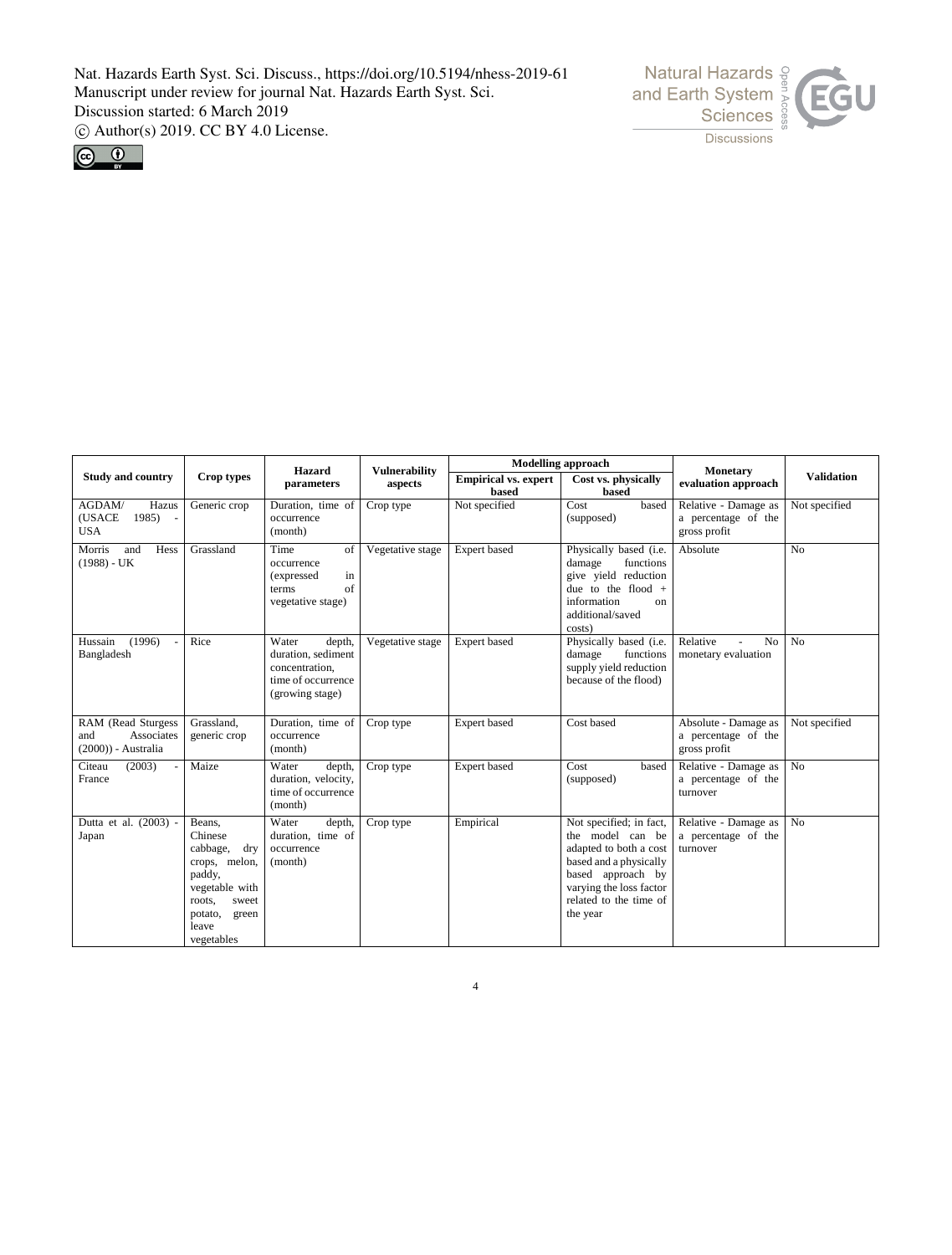| Study and country | Crop types | Hazard parameters | Vulnerability aspects | Modelling approach | | Monetary evaluation approach | Validation |
|---|---|---|---|---|---|---|---|
| | | | | Empirical vs. expert based | Cost vs. physically based | | |
| AGDAM/ Hazus (USACE 1985) - USA | Generic crop | Duration, time of occurrence (month) | Crop type | Not specified | Cost based (supposed) | Relative - Damage as a percentage of the gross profit | Not specified |
| Morris and Hess (1988) - UK | Grassland | Time of occurrence (expressed in terms of vegetative stage) | Vegetative stage | Expert based | Physically based (i.e. damage functions give yield reduction due to the flood + information on additional/saved costs) | Absolute | No |
| Hussain (1996) - Bangladesh | Rice | Water depth, duration, sediment concentration, time of occurrence (growing stage) | Vegetative stage | Expert based | Physically based (i.e. damage functions supply yield reduction because of the flood) | Relative - No monetary evaluation | No |
| RAM (Read Sturgess and Associates (2000)) - Australia | Grassland, generic crop | Duration, time of occurrence (month) | Crop type | Expert based | Cost based | Absolute - Damage as a percentage of the gross profit | Not specified |
| Citeau (2003) - France | Maize | Water depth, duration, time of occurrence (month) | Crop type | Expert based | Cost based (supposed) | Relative - Damage as a percentage of the turnover | No |
| Dutta et al. (2003) - Japan | Beans, Chinese cabbage, dry crops, melon, paddy, vegetable with roots, sweet potato, green leave vegetables | Water depth, duration, velocity, time of occurrence (month) | Crop type | Empirical | Not specified; in fact, the model can be adapted to both a cost based and a physically based approach by varying the loss factor related to the time of the year | Relative - Damage as a percentage of the turnover | No |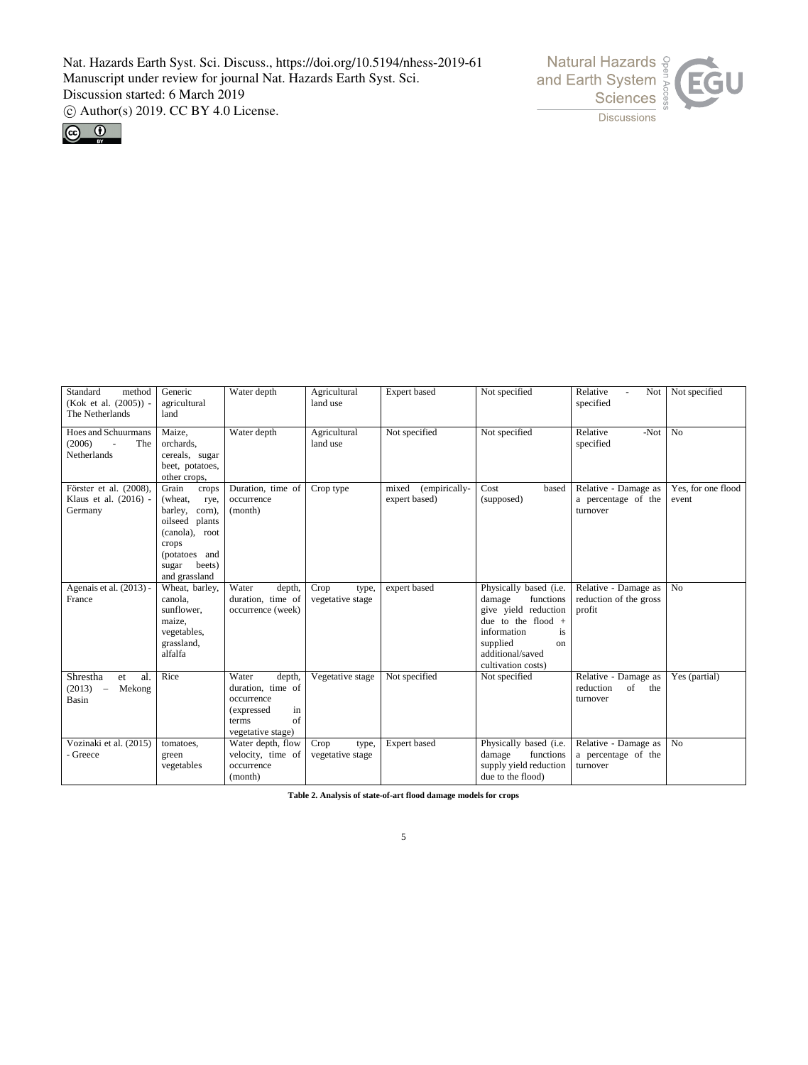| Standard method (Kok et al. (2005)) - The Netherlands | Generic agricultural land | Water depth | Agricultural land use | Expert based | Not specified | Relative - Not specified | Not specified |
|---|---|---|---|---|---|---|---|
| Hoes and Schuurmans (2006) - The Netherlands | Maize, orchards, cereals, sugar beet, potatoes, other crops, | Water depth | Agricultural land use | Not specified | Not specified | Relative -Not specified | No |
| Förster et al. (2008), Klaus et al. (2016) - Germany | Grain crops (wheat, rye, barley, corn), oilseed plants (canola), root crops (potatoes and sugar beets) and grassland | Duration, time of occurrence (month) | Crop type | mixed (empirically-expert based) | Cost based (supposed) | Relative - Damage as a percentage of the turnover | Yes, for one flood event |
| Agenais et al. (2013) - France | Wheat, barley, canola, sunflower, maize, vegetables, grassland, alfalfa | Water depth, duration, time of occurrence (week) | Crop type, vegetative stage | expert based | Physically based (i.e. damage functions give yield reduction due to the flood + information is supplied on additional/saved cultivation costs) | Relative - Damage as reduction of the gross profit | No |
| Shrestha et al. (2013) – Mekong Basin | Rice | Water depth, duration, time of occurrence (expressed in terms of vegetative stage) | Vegetative stage | Not specified | Not specified | Relative - Damage as reduction of the turnover | Yes (partial) |
| Vozinaki et al. (2015) - Greece | tomatoes, green vegetables | Water depth, flow velocity, time of occurrence (month) | Crop type, vegetative stage | Expert based | Physically based (i.e. damage functions supply yield reduction due to the flood) | Relative - Damage as a percentage of the turnover | No |

**Table 2. Analysis of state-of-art flood damage models for crops**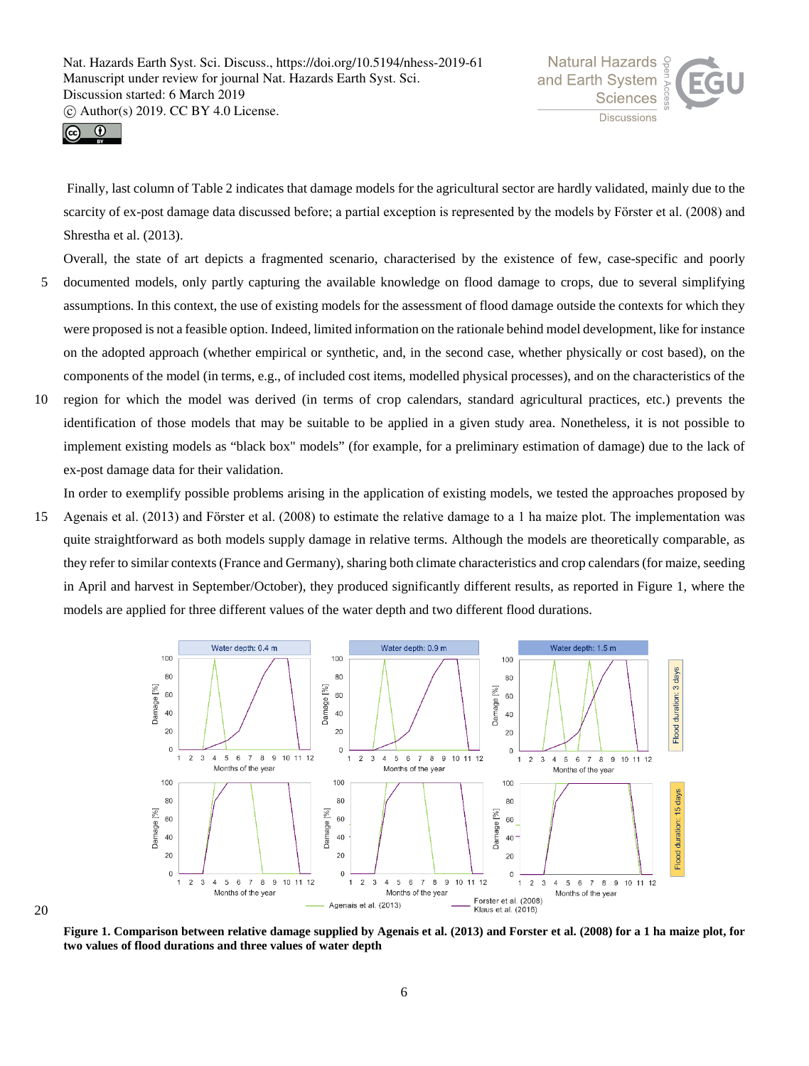Finally, last column of Table 2 indicates that damage models for the agricultural sector are hardly validated, mainly due to the scarcity of ex-post damage data discussed before; a partial exception is represented by the models by Förster et al. (2008) and Shrestha et al. (2013).

Overall, the state of art depicts a fragmented scenario, characterised by the existence of few, case-specific and poorly documented models, only partly capturing the available knowledge on flood damage to crops, due to several simplifying assumptions. In this context, the use of existing models for the assessment of flood damage outside the contexts for which they were proposed is not a feasible option. Indeed, limited information on the rationale behind model development, like for instance on the adopted approach (whether empirical or synthetic, and, in the second case, whether physically or cost based), on the components of the model (in terms, e.g., of included cost items, modelled physical processes), and on the characteristics of the region for which the model was derived (in terms of crop calendars, standard agricultural practices, etc.) prevents the identification of those models that may be suitable to be applied in a given study area. Nonetheless, it is not possible to implement existing models as "black box" models" (for example, for a preliminary estimation of damage) due to the lack of ex-post damage data for their validation.

In order to exemplify possible problems arising in the application of existing models, we tested the approaches proposed by Agenais et al. (2013) and Förster et al. (2008) to estimate the relative damage to a 1 ha maize plot. The implementation was quite straightforward as both models supply damage in relative terms. Although the models are theoretically comparable, as they refer to similar contexts (France and Germany), sharing both climate characteristics and crop calendars (for maize, seeding in April and harvest in September/October), they produced significantly different results, as reported in Figure 1, where the models are applied for three different values of the water depth and two different flood durations.

**Figure 1. Comparison between relative damage supplied by Agenais et al. (2013) and Forster et al. (2008) for a 1 ha maize plot, for two values of flood durations and three values of water depth**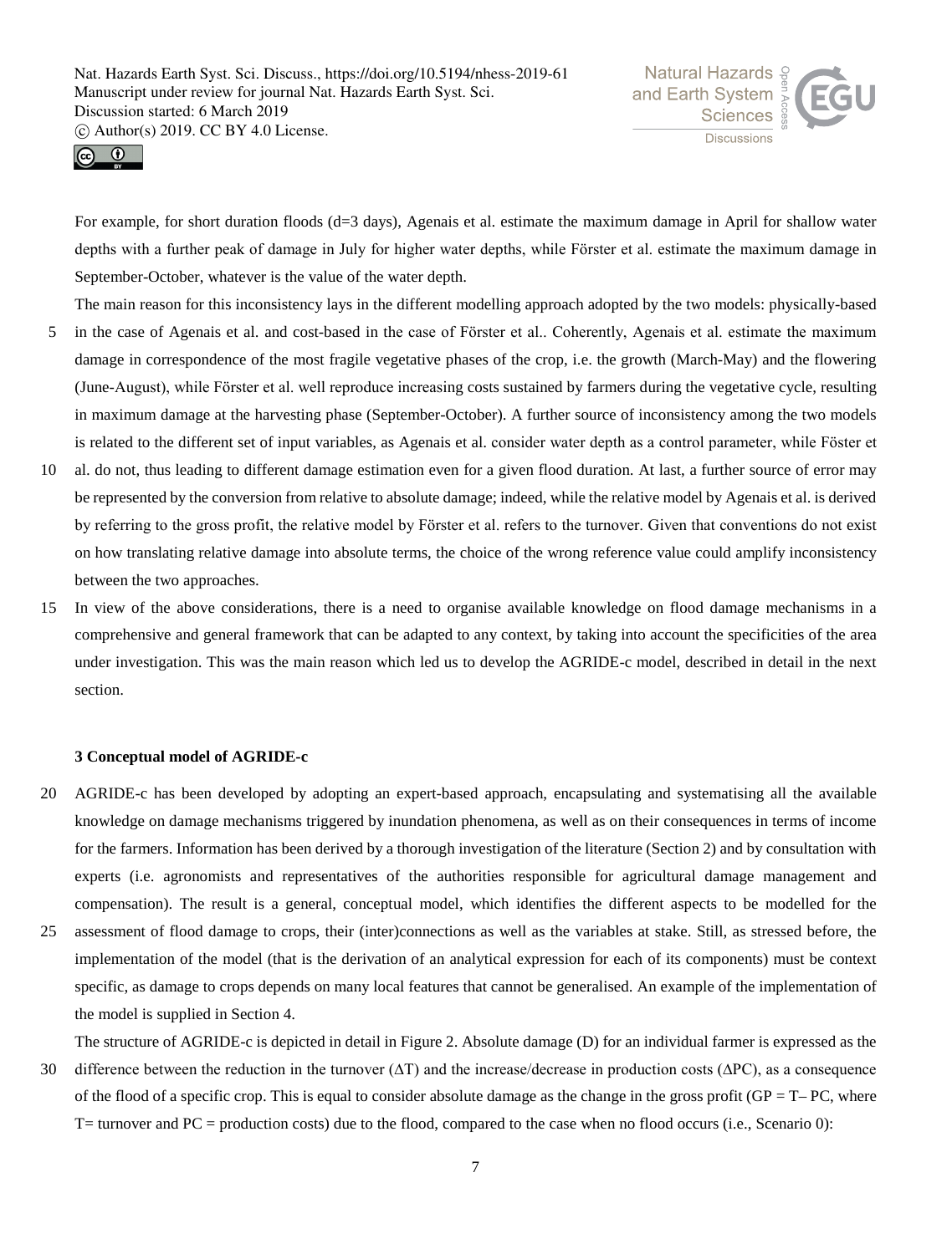For example, for short duration floods (d=3 days), Agenais et al. estimate the maximum damage in April for shallow water depths with a further peak of damage in July for higher water depths, while Förster et al. estimate the maximum damage in September-October, whatever is the value of the water depth.

The main reason for this inconsistency lays in the different modelling approach adopted by the two models: physically-based in the case of Agenais et al. and cost-based in the case of Förster et al.. Coherently, Agenais et al. estimate the maximum damage in correspondence of the most fragile vegetative phases of the crop, i.e. the growth (March-May) and the flowering (June-August), while Förster et al. well reproduce increasing costs sustained by farmers during the vegetative cycle, resulting in maximum damage at the harvesting phase (September-October). A further source of inconsistency among the two models is related to the different set of input variables, as Agenais et al. consider water depth as a control parameter, while Föster et al. do not, thus leading to different damage estimation even for a given flood duration. At last, a further source of error may be represented by the conversion from relative to absolute damage; indeed, while the relative model by Agenais et al. is derived by referring to the gross profit, the relative model by Förster et al. refers to the turnover. Given that conventions do not exist on how translating relative damage into absolute terms, the choice of the wrong reference value could amplify inconsistency between the two approaches.

In view of the above considerations, there is a need to organise available knowledge on flood damage mechanisms in a comprehensive and general framework that can be adapted to any context, by taking into account the specificities of the area under investigation. This was the main reason which led us to develop the AGRIDE-c model, described in detail in the next section.

## 3 Conceptual model of AGRIDE-c

AGRIDE-c has been developed by adopting an expert-based approach, encapsulating and systematising all the available knowledge on damage mechanisms triggered by inundation phenomena, as well as on their consequences in terms of income for the farmers. Information has been derived by a thorough investigation of the literature (Section 2) and by consultation with experts (i.e. agronomists and representatives of the authorities responsible for agricultural damage management and compensation). The result is a general, conceptual model, which identifies the different aspects to be modelled for the assessment of flood damage to crops, their (inter)connections as well as the variables at stake. Still, as stressed before, the implementation of the model (that is the derivation of an analytical expression for each of its components) must be context specific, as damage to crops depends on many local features that cannot be generalised. An example of the implementation of the model is supplied in Section 4.

The structure of AGRIDE-c is depicted in detail in Figure 2. Absolute damage (D) for an individual farmer is expressed as the difference between the reduction in the turnover ($\Delta T$) and the increase/decrease in production costs ($\Delta PC$), as a consequence of the flood of a specific crop. This is equal to consider absolute damage as the change in the gross profit ($GP = T - PC$, where $T$= turnover and $PC$ = production costs) due to the flood, compared to the case when no flood occurs (i.e., Scenario 0):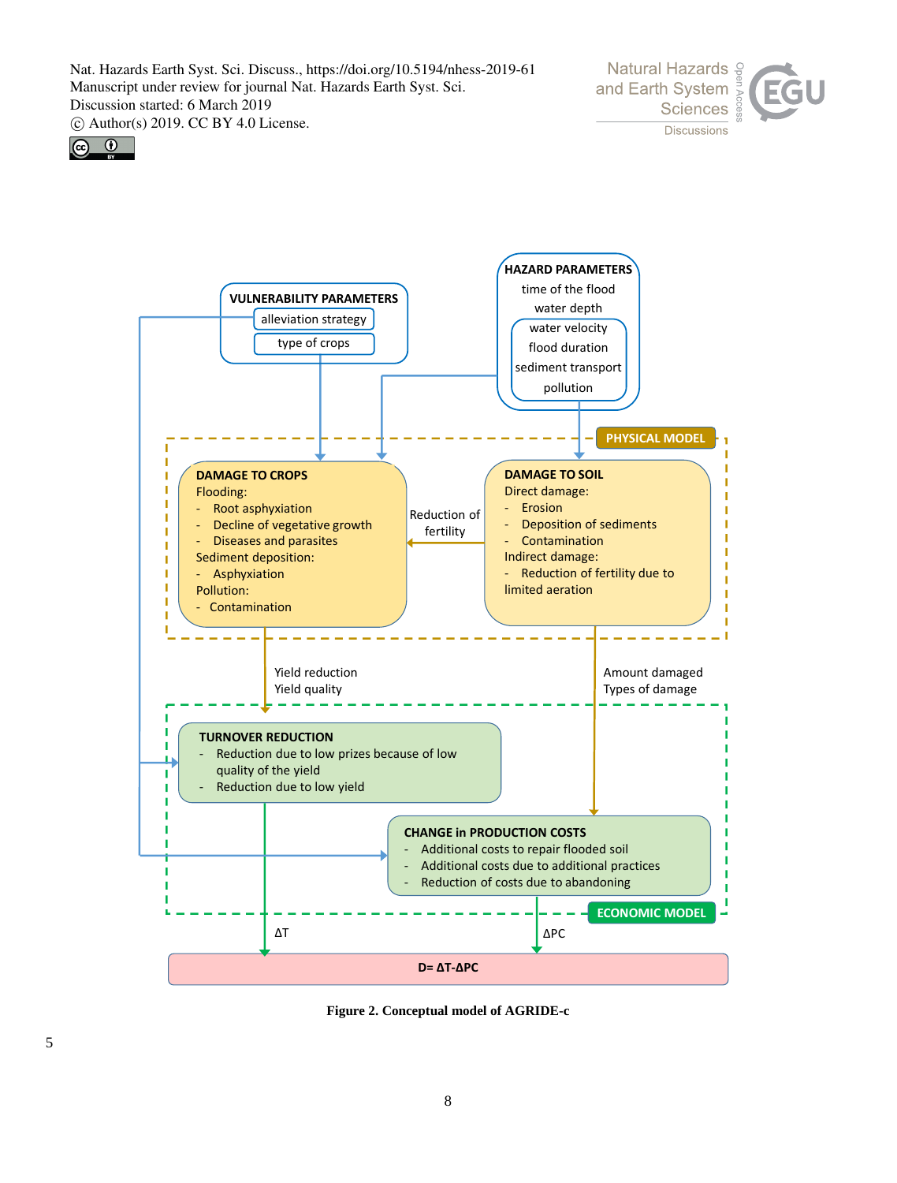VULNERABILITY PARAMETERS
- alleviation strategy
- type of crops

HAZARD PARAMETERS
- time of the flood
- water depth
- water velocity
- flood duration
- sediment transport
- pollution

PHYSICAL MODEL

DAMAGE TO CROPS
Flooding:
- Root asphyxiation
- Decline of vegetative growth
- Diseases and parasites

Sediment deposition:
- Asphyxiation

Pollution:
- Contamination

Reduction of fertility

DAMAGE TO SOIL
Direct damage:
- Erosion
- Deposition of sediments
- Contamination

Indirect damage:
- Reduction of fertility due to limited aeration

Yield reduction
Yield quality

Amount damaged
Types of damage

TURNOVER REDUCTION
- Reduction due to low prizes because of low quality of the yield
- Reduction due to low yield

CHANGE in PRODUCTION COSTS
- Additional costs to repair flooded soil
- Additional costs due to additional practices
- Reduction of costs due to abandoning

ECONOMIC MODEL

$\Delta T$

$\Delta PC$

$D = \Delta T - \Delta PC$

**Figure 2. Conceptual model of AGRIDE-c**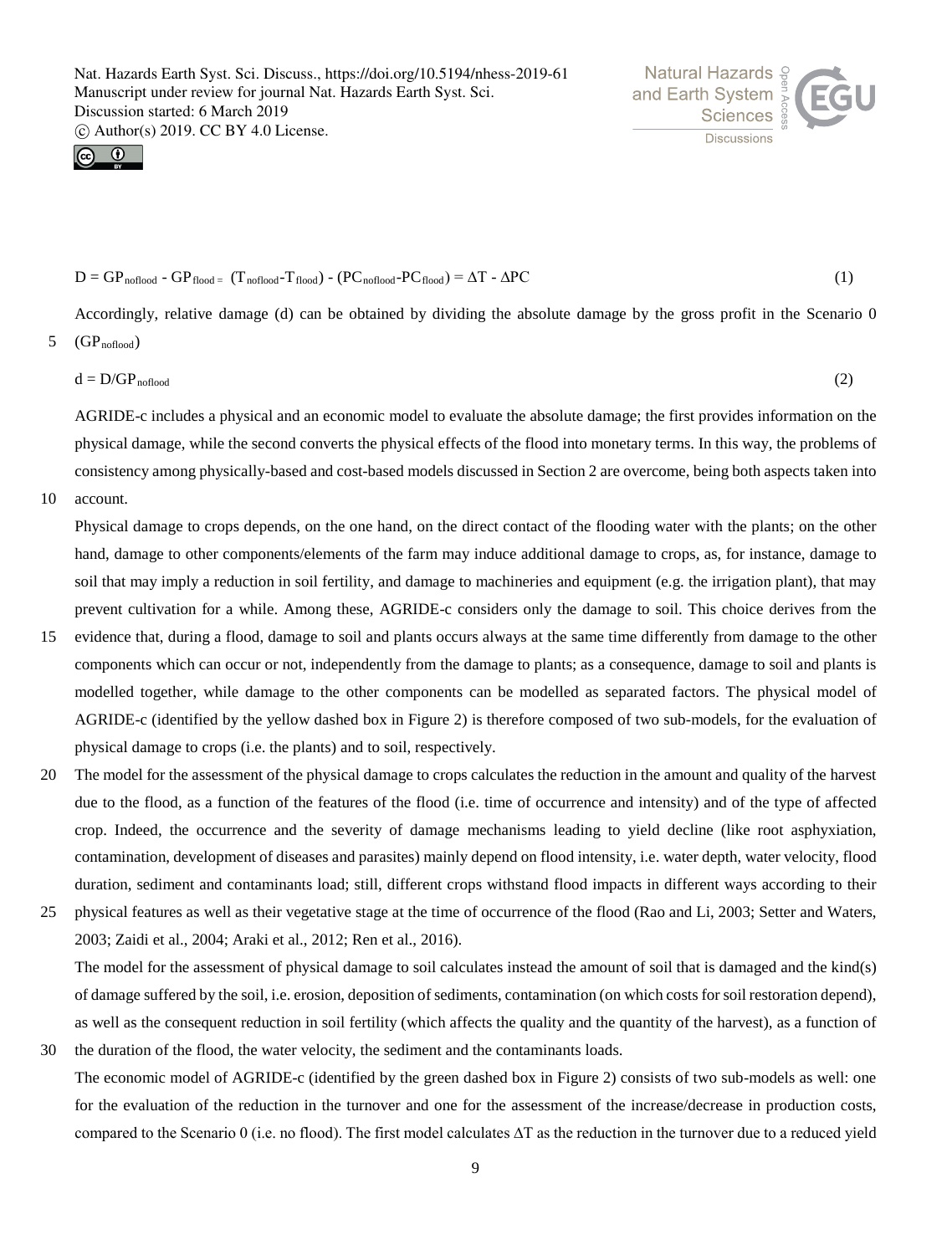$$D = GP_{noflood} - GP_{flood} = (T_{noflood} - T_{flood}) - (PC_{noflood} - PC_{flood}) = \Delta T - \Delta PC \quad (1)$$

Accordingly, relative damage (d) can be obtained by dividing the absolute damage by the gross profit in the Scenario 0 ($GP_{noflood}$)

$$d = D/GP_{noflood} \quad (2)$$

AGRIDE-c includes a physical and an economic model to evaluate the absolute damage; the first provides information on the physical damage, while the second converts the physical effects of the flood into monetary terms. In this way, the problems of consistency among physically-based and cost-based models discussed in Section 2 are overcome, being both aspects taken into account.

Physical damage to crops depends, on the one hand, on the direct contact of the flooding water with the plants; on the other hand, damage to other components/elements of the farm may induce additional damage to crops, as, for instance, damage to soil that may imply a reduction in soil fertility, and damage to machineries and equipment (e.g. the irrigation plant), that may prevent cultivation for a while. Among these, AGRIDE-c considers only the damage to soil. This choice derives from the evidence that, during a flood, damage to soil and plants occurs always at the same time differently from damage to the other components which can occur or not, independently from the damage to plants; as a consequence, damage to soil and plants is modelled together, while damage to the other components can be modelled as separated factors. The physical model of AGRIDE-c (identified by the yellow dashed box in Figure 2) is therefore composed of two sub-models, for the evaluation of physical damage to crops (i.e. the plants) and to soil, respectively.

The model for the assessment of the physical damage to crops calculates the reduction in the amount and quality of the harvest due to the flood, as a function of the features of the flood (i.e. time of occurrence and intensity) and of the type of affected crop. Indeed, the occurrence and the severity of damage mechanisms leading to yield decline (like root asphyxiation, contamination, development of diseases and parasites) mainly depend on flood intensity, i.e. water depth, water velocity, flood duration, sediment and contaminants load; still, different crops withstand flood impacts in different ways according to their physical features as well as their vegetative stage at the time of occurrence of the flood (Rao and Li, 2003; Setter and Waters, 2003; Zaidi et al., 2004; Araki et al., 2012; Ren et al., 2016).

The model for the assessment of physical damage to soil calculates instead the amount of soil that is damaged and the kind(s) of damage suffered by the soil, i.e. erosion, deposition of sediments, contamination (on which costs for soil restoration depend), as well as the consequent reduction in soil fertility (which affects the quality and the quantity of the harvest), as a function of the duration of the flood, the water velocity, the sediment and the contaminants loads.

The economic model of AGRIDE-c (identified by the green dashed box in Figure 2) consists of two sub-models as well: one for the evaluation of the reduction in the turnover and one for the assessment of the increase/decrease in production costs, compared to the Scenario 0 (i.e. no flood). The first model calculates $\Delta T$ as the reduction in the turnover due to a reduced yield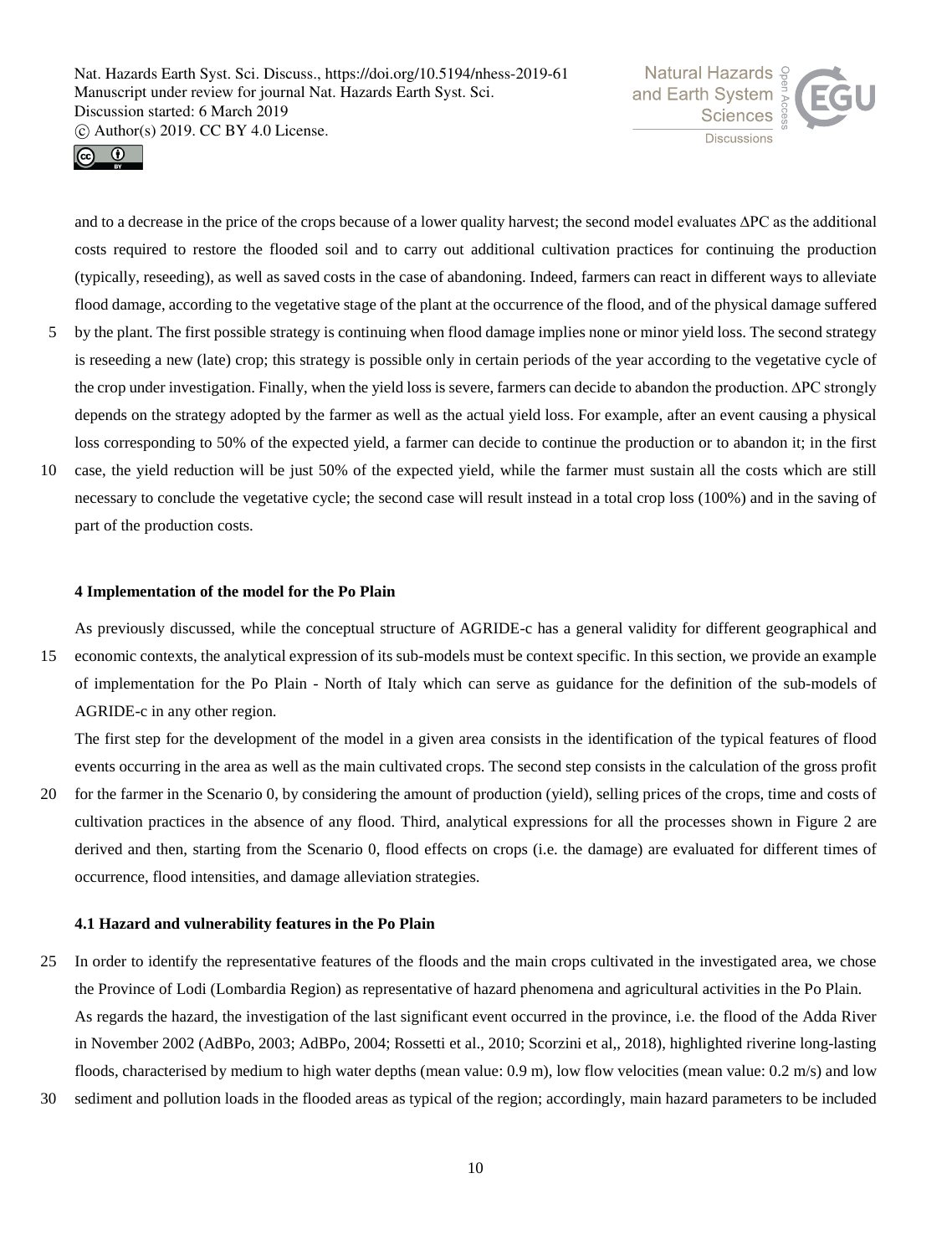and to a decrease in the price of the crops because of a lower quality harvest; the second model evaluates $\Delta PC$ as the additional costs required to restore the flooded soil and to carry out additional cultivation practices for continuing the production (typically, reseeding), as well as saved costs in the case of abandoning. Indeed, farmers can react in different ways to alleviate flood damage, according to the vegetative stage of the plant at the occurrence of the flood, and of the physical damage suffered by the plant. The first possible strategy is continuing when flood damage implies none or minor yield loss. The second strategy is reseeding a new (late) crop; this strategy is possible only in certain periods of the year according to the vegetative cycle of the crop under investigation. Finally, when the yield loss is severe, farmers can decide to abandon the production. $\Delta PC$ strongly depends on the strategy adopted by the farmer as well as the actual yield loss. For example, after an event causing a physical loss corresponding to 50% of the expected yield, a farmer can decide to continue the production or to abandon it; in the first case, the yield reduction will be just 50% of the expected yield, while the farmer must sustain all the costs which are still necessary to conclude the vegetative cycle; the second case will result instead in a total crop loss (100%) and in the saving of part of the production costs.

## 4 Implementation of the model for the Po Plain

As previously discussed, while the conceptual structure of AGRIDE-c has a general validity for different geographical and economic contexts, the analytical expression of its sub-models must be context specific. In this section, we provide an example of implementation for the Po Plain - North of Italy which can serve as guidance for the definition of the sub-models of AGRIDE-c in any other region.

The first step for the development of the model in a given area consists in the identification of the typical features of flood events occurring in the area as well as the main cultivated crops. The second step consists in the calculation of the gross profit for the farmer in the Scenario 0, by considering the amount of production (yield), selling prices of the crops, time and costs of cultivation practices in the absence of any flood. Third, analytical expressions for all the processes shown in Figure 2 are derived and then, starting from the Scenario 0, flood effects on crops (i.e. the damage) are evaluated for different times of occurrence, flood intensities, and damage alleviation strategies.

### 4.1 Hazard and vulnerability features in the Po Plain

In order to identify the representative features of the floods and the main crops cultivated in the investigated area, we chose the Province of Lodi (Lombardia Region) as representative of hazard phenomena and agricultural activities in the Po Plain.

As regards the hazard, the investigation of the last significant event occurred in the province, i.e. the flood of the Adda River in November 2002 (AdBPo, 2003; AdBPo, 2004; Rossetti et al., 2010; Scorzini et al,, 2018), highlighted riverine long-lasting floods, characterised by medium to high water depths (mean value: 0.9 m), low flow velocities (mean value: 0.2 m/s) and low sediment and pollution loads in the flooded areas as typical of the region; accordingly, main hazard parameters to be included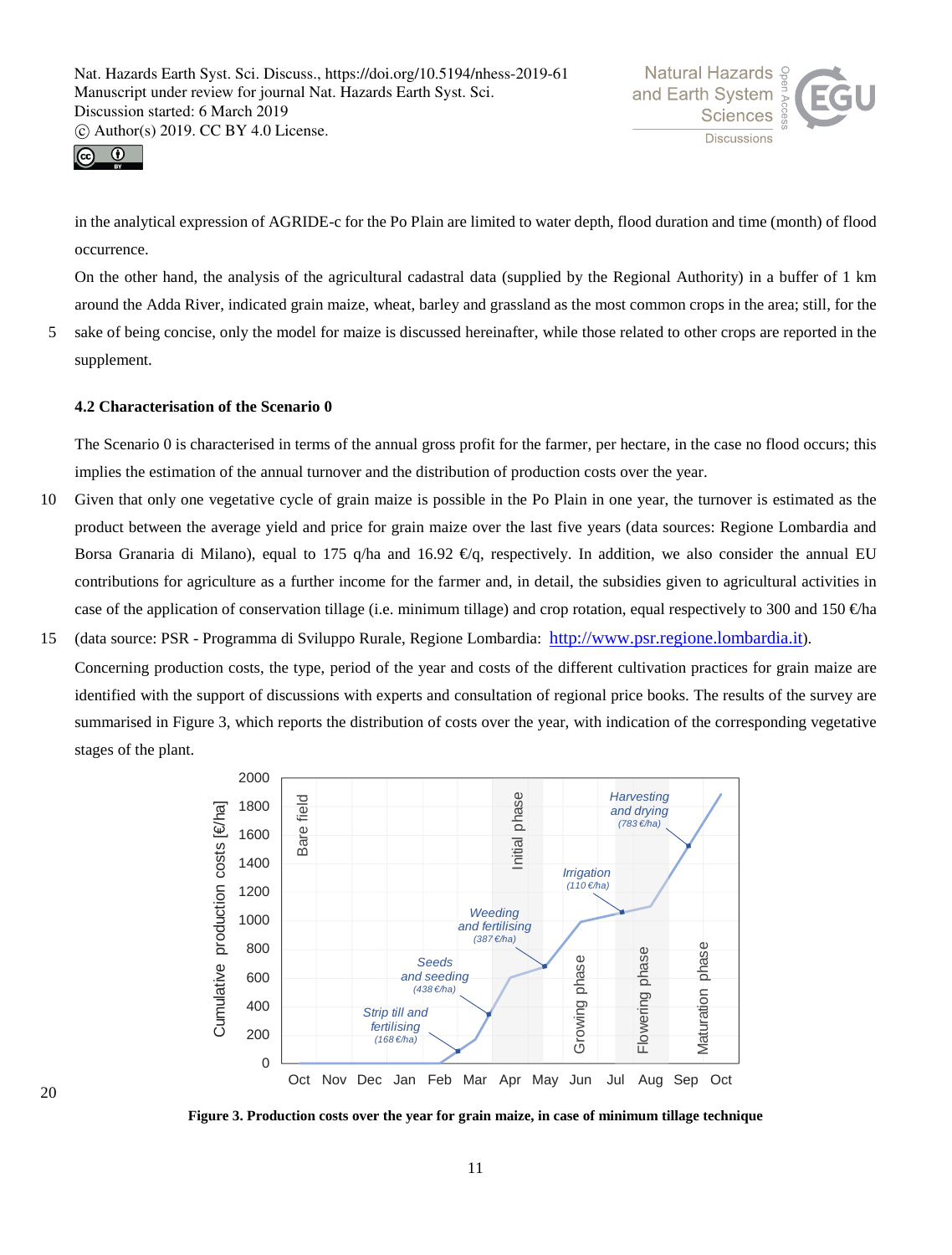in the analytical expression of AGRIDE-c for the Po Plain are limited to water depth, flood duration and time (month) of flood occurrence.

On the other hand, the analysis of the agricultural cadastral data (supplied by the Regional Authority) in a buffer of 1 km around the Adda River, indicated grain maize, wheat, barley and grassland as the most common crops in the area; still, for the sake of being concise, only the model for maize is discussed hereinafter, while those related to other crops are reported in the supplement.

### 4.2 Characterisation of the Scenario 0

The Scenario 0 is characterised in terms of the annual gross profit for the farmer, per hectare, in the case no flood occurs; this implies the estimation of the annual turnover and the distribution of production costs over the year.

Given that only one vegetative cycle of grain maize is possible in the Po Plain in one year, the turnover is estimated as the product between the average yield and price for grain maize over the last five years (data sources: Regione Lombardia and Borsa Granaria di Milano), equal to 175 q/ha and 16.92 €/q, respectively. In addition, we also consider the annual EU contributions for agriculture as a further income for the farmer and, in detail, the subsidies given to agricultural activities in case of the application of conservation tillage (i.e. minimum tillage) and crop rotation, equal respectively to 300 and 150 €/ha (data source: PSR - Programma di Sviluppo Rurale, Regione Lombardia: http://www.psr.regione.lombardia.it).

Concerning production costs, the type, period of the year and costs of the different cultivation practices for grain maize are identified with the support of discussions with experts and consultation of regional price books. The results of the survey are summarised in Figure 3, which reports the distribution of costs over the year, with indication of the corresponding vegetative stages of the plant.

**Figure 3. Production costs over the year for grain maize, in case of minimum tillage technique**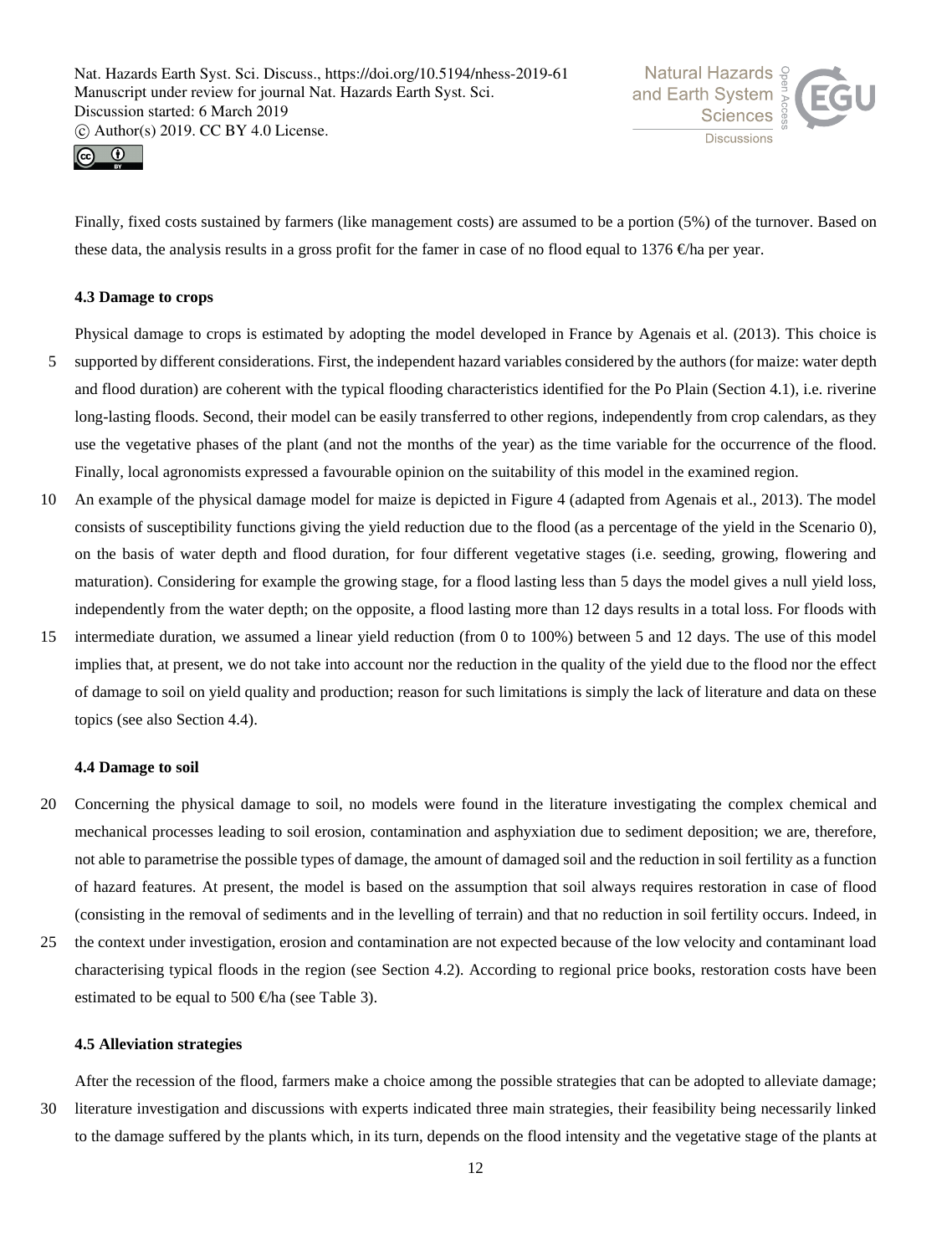Finally, fixed costs sustained by farmers (like management costs) are assumed to be a portion (5%) of the turnover. Based on these data, the analysis results in a gross profit for the famer in case of no flood equal to 1376 €/ha per year.

### 4.3 Damage to crops

Physical damage to crops is estimated by adopting the model developed in France by Agenais et al. (2013). This choice is supported by different considerations. First, the independent hazard variables considered by the authors (for maize: water depth and flood duration) are coherent with the typical flooding characteristics identified for the Po Plain (Section 4.1), i.e. riverine long-lasting floods. Second, their model can be easily transferred to other regions, independently from crop calendars, as they use the vegetative phases of the plant (and not the months of the year) as the time variable for the occurrence of the flood. Finally, local agronomists expressed a favourable opinion on the suitability of this model in the examined region.

An example of the physical damage model for maize is depicted in Figure 4 (adapted from Agenais et al., 2013). The model consists of susceptibility functions giving the yield reduction due to the flood (as a percentage of the yield in the Scenario 0), on the basis of water depth and flood duration, for four different vegetative stages (i.e. seeding, growing, flowering and maturation). Considering for example the growing stage, for a flood lasting less than 5 days the model gives a null yield loss, independently from the water depth; on the opposite, a flood lasting more than 12 days results in a total loss. For floods with intermediate duration, we assumed a linear yield reduction (from 0 to 100%) between 5 and 12 days. The use of this model implies that, at present, we do not take into account nor the reduction in the quality of the yield due to the flood nor the effect of damage to soil on yield quality and production; reason for such limitations is simply the lack of literature and data on these topics (see also Section 4.4).

### 4.4 Damage to soil

Concerning the physical damage to soil, no models were found in the literature investigating the complex chemical and mechanical processes leading to soil erosion, contamination and asphyxiation due to sediment deposition; we are, therefore, not able to parametrise the possible types of damage, the amount of damaged soil and the reduction in soil fertility as a function of hazard features. At present, the model is based on the assumption that soil always requires restoration in case of flood (consisting in the removal of sediments and in the levelling of terrain) and that no reduction in soil fertility occurs. Indeed, in the context under investigation, erosion and contamination are not expected because of the low velocity and contaminant load characterising typical floods in the region (see Section 4.2). According to regional price books, restoration costs have been estimated to be equal to 500 €/ha (see Table 3).

### 4.5 Alleviation strategies

After the recession of the flood, farmers make a choice among the possible strategies that can be adopted to alleviate damage; literature investigation and discussions with experts indicated three main strategies, their feasibility being necessarily linked to the damage suffered by the plants which, in its turn, depends on the flood intensity and the vegetative stage of the plants at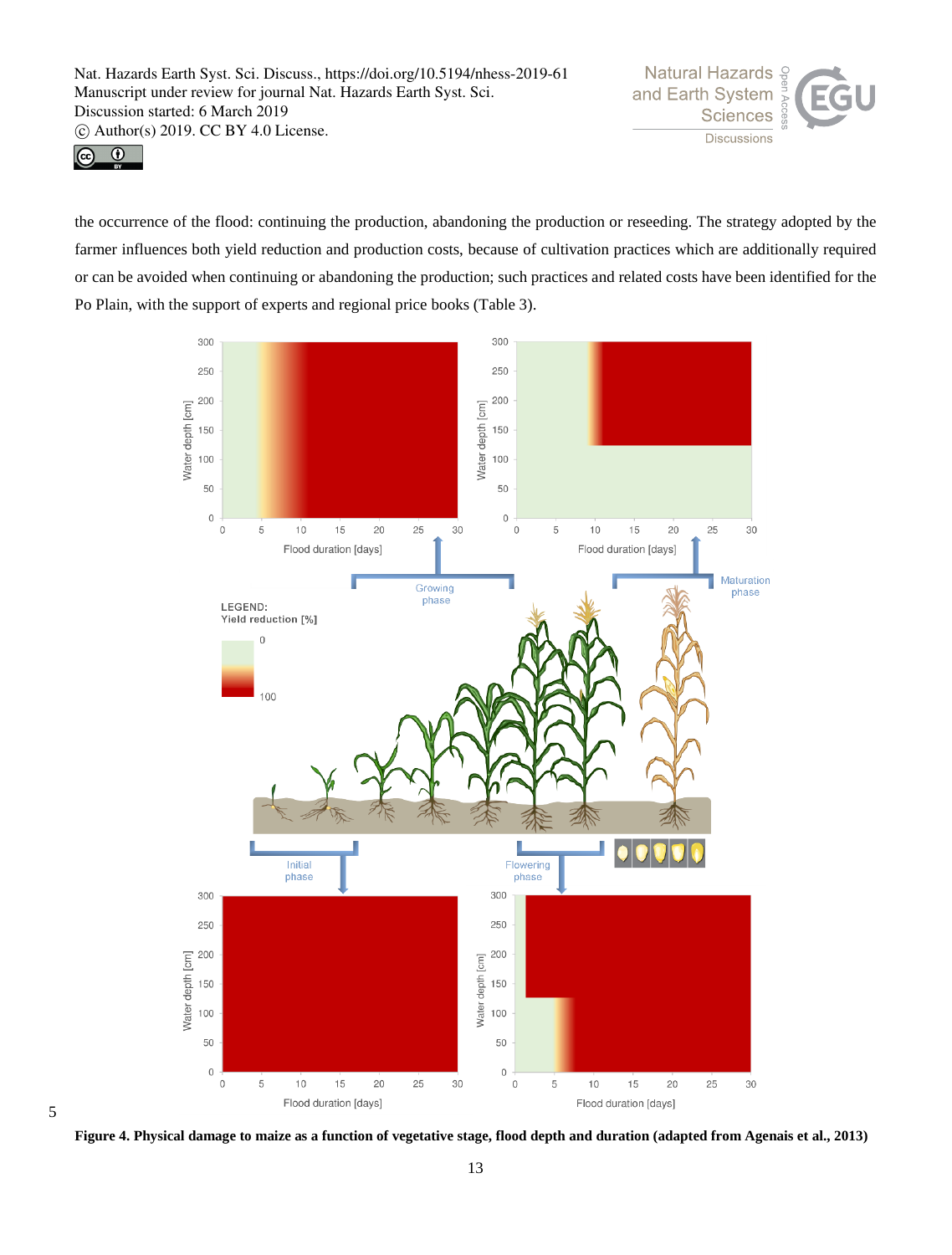the occurrence of the flood: continuing the production, abandoning the production or reseeding. The strategy adopted by the farmer influences both yield reduction and production costs, because of cultivation practices which are additionally required or can be avoided when continuing or abandoning the production; such practices and related costs have been identified for the Po Plain, with the support of experts and regional price books (Table 3).

**Figure 4. Physical damage to maize as a function of vegetative stage, flood depth and duration (adapted from Agenais et al., 2013)**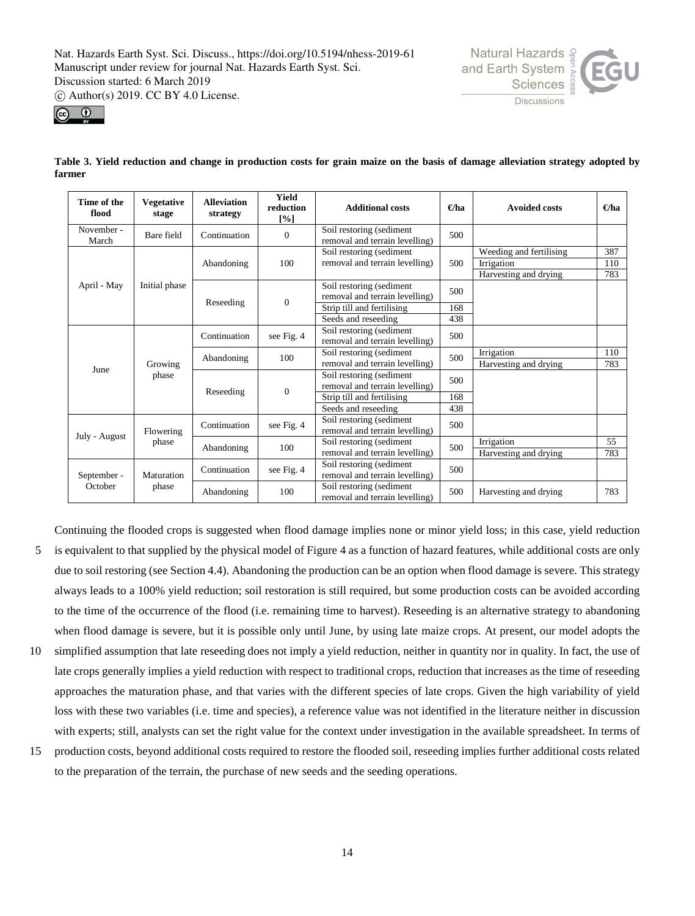**Table 3. Yield reduction and change in production costs for grain maize on the basis of damage alleviation strategy adopted by farmer**

| Time of the flood | Vegetative stage | Alleviation strategy | Yield reduction [%] | Additional costs | €/ha | Avoided costs | €/ha |
|---|---|---|---|---|---|---|---|
| November - March | Bare field | Continuation | 0 | Soil restoring (sediment removal and terrain levelling) | 500 | | |
| April - May | Initial phase | Abandoning | 100 | Soil restoring (sediment removal and terrain levelling) | 500 | Weeding and fertilising | 387 |
| | | | | | | Irrigation | 110 |
| | | | | | | Harvesting and drying | 783 |
| | | Reseeding | 0 | Soil restoring (sediment removal and terrain levelling) | 500 | | |
| | | | | Strip till and fertilising | 168 | | |
| | | | | Seeds and reseeding | 438 | | |
| June | Growing phase | Continuation | see Fig. 4 | Soil restoring (sediment removal and terrain levelling) | 500 | | |
| | | Abandoning | 100 | Soil restoring (sediment removal and terrain levelling) | 500 | Irrigation | 110 |
| | | | | | | Harvesting and drying | 783 |
| | | Reseeding | 0 | Soil restoring (sediment removal and terrain levelling) | 500 | | |
| | | | | Strip till and fertilising | 168 | | |
| | | | | Seeds and reseeding | 438 | | |
| July - August | Flowering phase | Continuation | see Fig. 4 | Soil restoring (sediment removal and terrain levelling) | 500 | | |
| | | Abandoning | 100 | Soil restoring (sediment removal and terrain levelling) | 500 | Irrigation | 55 |
| | | | | | | Harvesting and drying | 783 |
| September - October | Maturation phase | Continuation | see Fig. 4 | Soil restoring (sediment removal and terrain levelling) | 500 | | |
| | | Abandoning | 100 | Soil restoring (sediment removal and terrain levelling) | 500 | Harvesting and drying | 783 |

Continuing the flooded crops is suggested when flood damage implies none or minor yield loss; in this case, yield reduction is equivalent to that supplied by the physical model of Figure 4 as a function of hazard features, while additional costs are only due to soil restoring (see Section 4.4). Abandoning the production can be an option when flood damage is severe. This strategy always leads to a 100% yield reduction; soil restoration is still required, but some production costs can be avoided according to the time of the occurrence of the flood (i.e. remaining time to harvest). Reseeding is an alternative strategy to abandoning when flood damage is severe, but it is possible only until June, by using late maize crops. At present, our model adopts the simplified assumption that late reseeding does not imply a yield reduction, neither in quantity nor in quality. In fact, the use of late crops generally implies a yield reduction with respect to traditional crops, reduction that increases as the time of reseeding approaches the maturation phase, and that varies with the different species of late crops. Given the high variability of yield loss with these two variables (i.e. time and species), a reference value was not identified in the literature neither in discussion with experts; still, analysts can set the right value for the context under investigation in the available spreadsheet. In terms of production costs, beyond additional costs required to restore the flooded soil, reseeding implies further additional costs related to the preparation of the terrain, the purchase of new seeds and the seeding operations.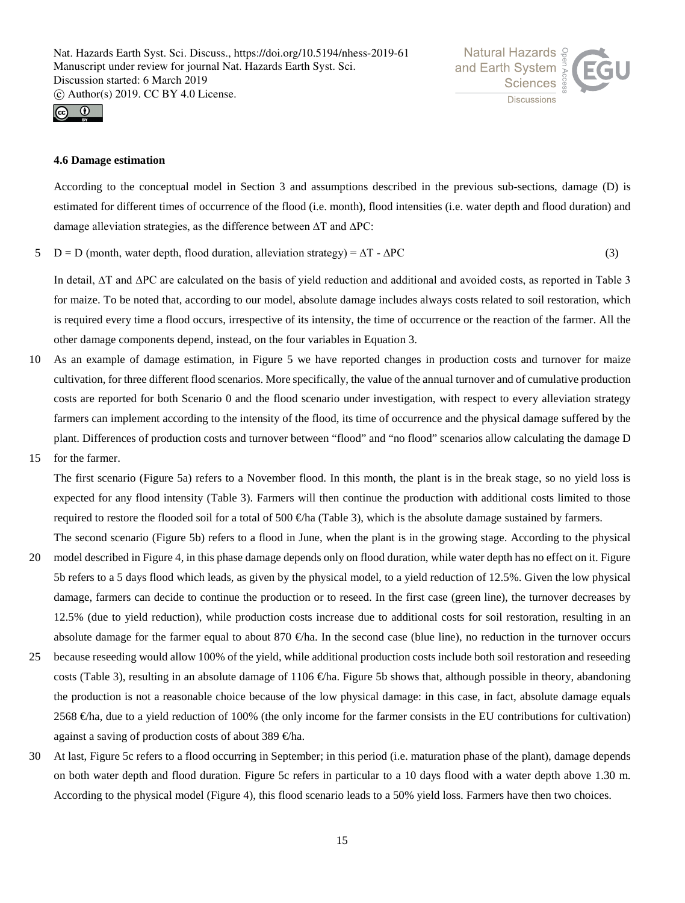### 4.6 Damage estimation

According to the conceptual model in Section 3 and assumptions described in the previous sub-sections, damage (D) is estimated for different times of occurrence of the flood (i.e. month), flood intensities (i.e. water depth and flood duration) and damage alleviation strategies, as the difference between $\Delta T$ and $\Delta PC$:

$$D = D\text{ (month, water depth, flood duration, alleviation strategy)} = \Delta T - \Delta PC \tag{3}$$

In detail, $\Delta T$ and $\Delta PC$ are calculated on the basis of yield reduction and additional and avoided costs, as reported in Table 3 for maize. To be noted that, according to our model, absolute damage includes always costs related to soil restoration, which is required every time a flood occurs, irrespective of its intensity, the time of occurrence or the reaction of the farmer. All the other damage components depend, instead, on the four variables in Equation 3.

As an example of damage estimation, in Figure 5 we have reported changes in production costs and turnover for maize cultivation, for three different flood scenarios. More specifically, the value of the annual turnover and of cumulative production costs are reported for both Scenario 0 and the flood scenario under investigation, with respect to every alleviation strategy farmers can implement according to the intensity of the flood, its time of occurrence and the physical damage suffered by the plant. Differences of production costs and turnover between "flood" and "no flood" scenarios allow calculating the damage D for the farmer.

The first scenario (Figure 5a) refers to a November flood. In this month, the plant is in the break stage, so no yield loss is expected for any flood intensity (Table 3). Farmers will then continue the production with additional costs limited to those required to restore the flooded soil for a total of 500 €/ha (Table 3), which is the absolute damage sustained by farmers.

The second scenario (Figure 5b) refers to a flood in June, when the plant is in the growing stage. According to the physical model described in Figure 4, in this phase damage depends only on flood duration, while water depth has no effect on it. Figure 5b refers to a 5 days flood which leads, as given by the physical model, to a yield reduction of 12.5%. Given the low physical damage, farmers can decide to continue the production or to reseed. In the first case (green line), the turnover decreases by 12.5% (due to yield reduction), while production costs increase due to additional costs for soil restoration, resulting in an absolute damage for the farmer equal to about 870 €/ha. In the second case (blue line), no reduction in the turnover occurs because reseeding would allow 100% of the yield, while additional production costs include both soil restoration and reseeding costs (Table 3), resulting in an absolute damage of 1106 €/ha. Figure 5b shows that, although possible in theory, abandoning the production is not a reasonable choice because of the low physical damage: in this case, in fact, absolute damage equals 2568 €/ha, due to a yield reduction of 100% (the only income for the farmer consists in the EU contributions for cultivation) against a saving of production costs of about 389 €/ha.

At last, Figure 5c refers to a flood occurring in September; in this period (i.e. maturation phase of the plant), damage depends on both water depth and flood duration. Figure 5c refers in particular to a 10 days flood with a water depth above 1.30 m. According to the physical model (Figure 4), this flood scenario leads to a 50% yield loss. Farmers have then two choices.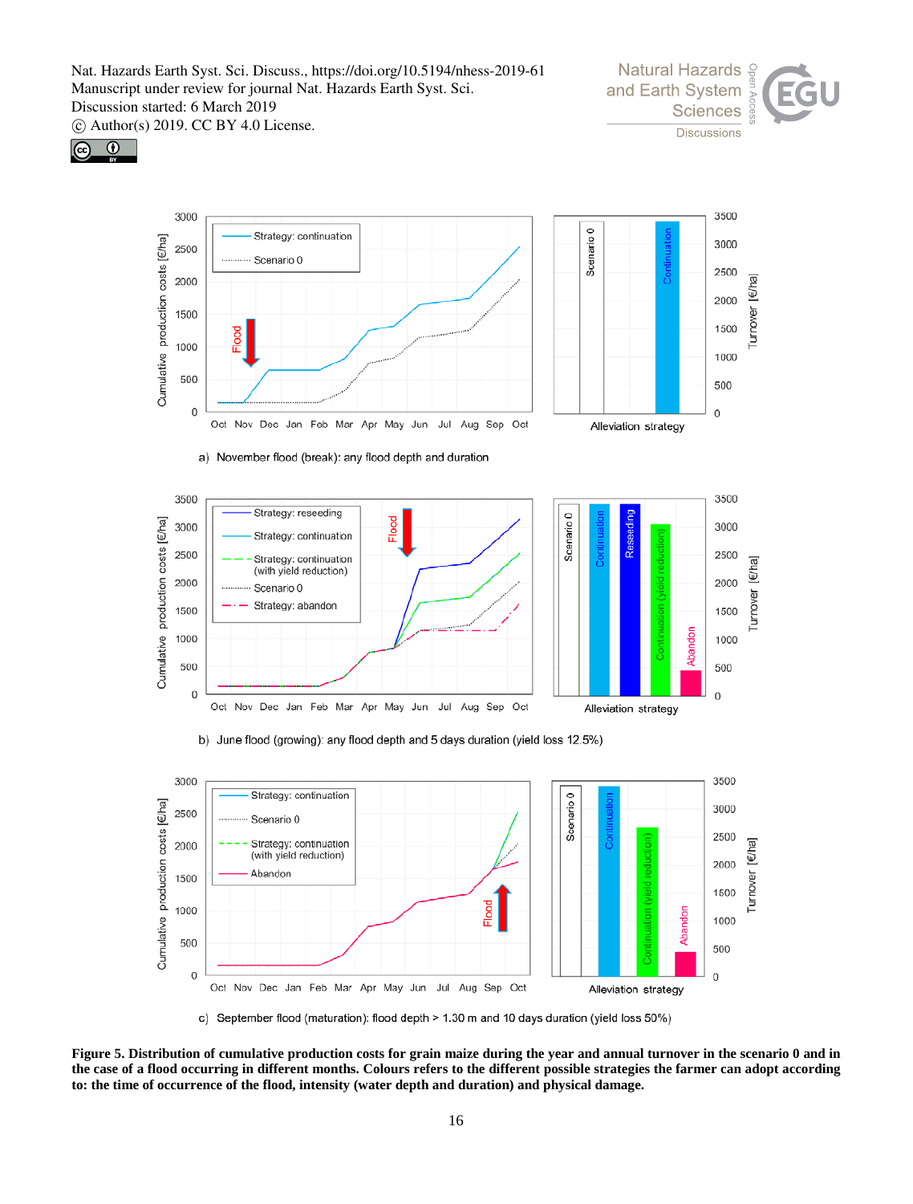a) November flood (break): any flood depth and duration

b) June flood (growing): any flood depth and 5 days duration (yield loss 12.5%)

c) September flood (maturation): flood depth > 1.30 m and 10 days duration (yield loss 50%)

**Figure 5. Distribution of cumulative production costs for grain maize during the year and annual turnover in the scenario 0 and in the case of a flood occurring in different months. Colours refers to the different possible strategies the farmer can adopt according to: the time of occurrence of the flood, intensity (water depth and duration) and physical damage.**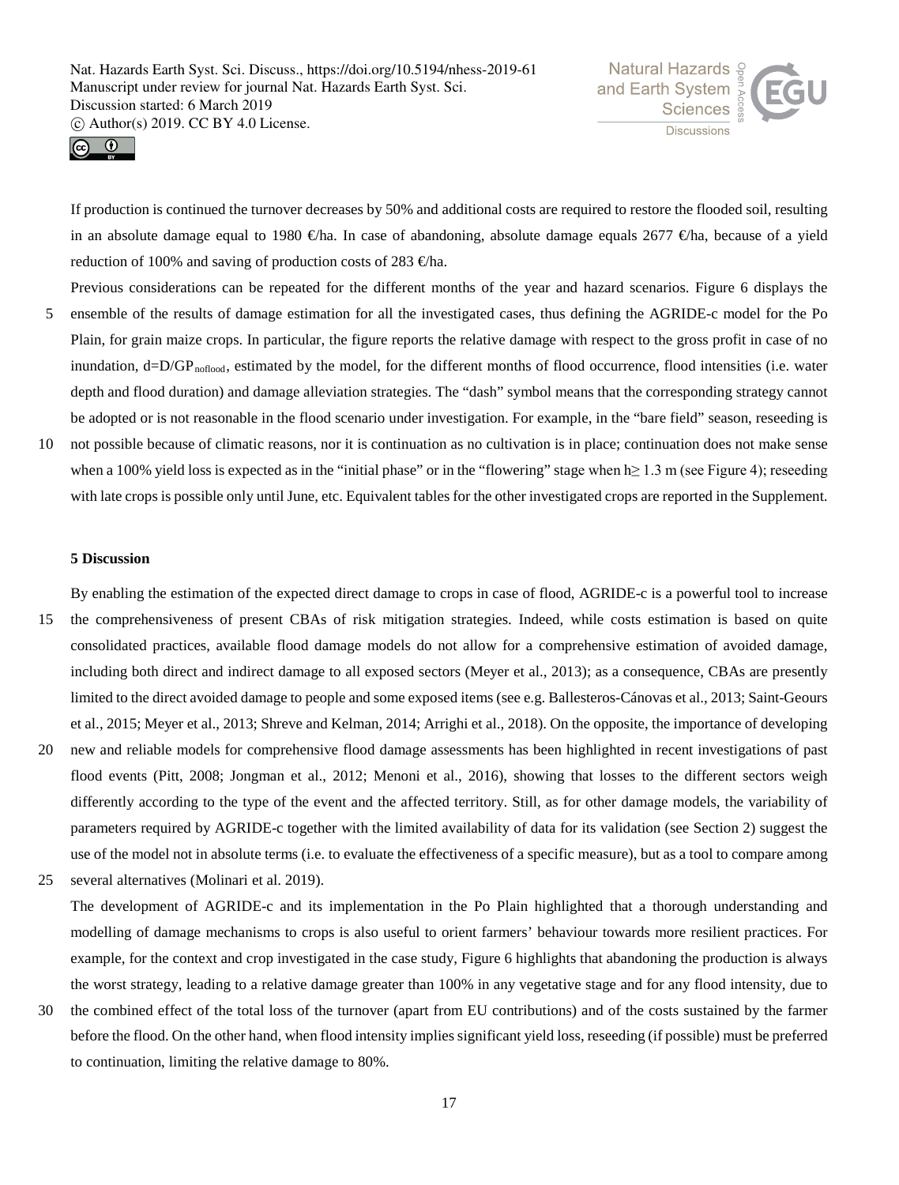If production is continued the turnover decreases by 50% and additional costs are required to restore the flooded soil, resulting in an absolute damage equal to 1980 €/ha. In case of abandoning, absolute damage equals 2677 €/ha, because of a yield reduction of 100% and saving of production costs of 283 €/ha.

Previous considerations can be repeated for the different months of the year and hazard scenarios. Figure 6 displays the ensemble of the results of damage estimation for all the investigated cases, thus defining the AGRIDE-c model for the Po Plain, for grain maize crops. In particular, the figure reports the relative damage with respect to the gross profit in case of no inundation, $d=D/GP_{noflood}$, estimated by the model, for the different months of flood occurrence, flood intensities (i.e. water depth and flood duration) and damage alleviation strategies. The "dash" symbol means that the corresponding strategy cannot be adopted or is not reasonable in the flood scenario under investigation. For example, in the "bare field" season, reseeding is not possible because of climatic reasons, nor it is continuation as no cultivation is in place; continuation does not make sense when a 100% yield loss is expected as in the "initial phase" or in the "flowering" stage when $h \geq 1.3$ m (see Figure 4); reseeding with late crops is possible only until June, etc. Equivalent tables for the other investigated crops are reported in the Supplement.

## 5 Discussion

By enabling the estimation of the expected direct damage to crops in case of flood, AGRIDE-c is a powerful tool to increase the comprehensiveness of present CBAs of risk mitigation strategies. Indeed, while costs estimation is based on quite consolidated practices, available flood damage models do not allow for a comprehensive estimation of avoided damage, including both direct and indirect damage to all exposed sectors (Meyer et al., 2013); as a consequence, CBAs are presently limited to the direct avoided damage to people and some exposed items (see e.g. Ballesteros-Cánovas et al., 2013; Saint-Geours et al., 2015; Meyer et al., 2013; Shreve and Kelman, 2014; Arrighi et al., 2018). On the opposite, the importance of developing new and reliable models for comprehensive flood damage assessments has been highlighted in recent investigations of past flood events (Pitt, 2008; Jongman et al., 2012; Menoni et al., 2016), showing that losses to the different sectors weigh differently according to the type of the event and the affected territory. Still, as for other damage models, the variability of parameters required by AGRIDE-c together with the limited availability of data for its validation (see Section 2) suggest the use of the model not in absolute terms (i.e. to evaluate the effectiveness of a specific measure), but as a tool to compare among several alternatives (Molinari et al. 2019).

The development of AGRIDE-c and its implementation in the Po Plain highlighted that a thorough understanding and modelling of damage mechanisms to crops is also useful to orient farmers' behaviour towards more resilient practices. For example, for the context and crop investigated in the case study, Figure 6 highlights that abandoning the production is always the worst strategy, leading to a relative damage greater than 100% in any vegetative stage and for any flood intensity, due to the combined effect of the total loss of the turnover (apart from EU contributions) and of the costs sustained by the farmer before the flood. On the other hand, when flood intensity implies significant yield loss, reseeding (if possible) must be preferred to continuation, limiting the relative damage to 80%.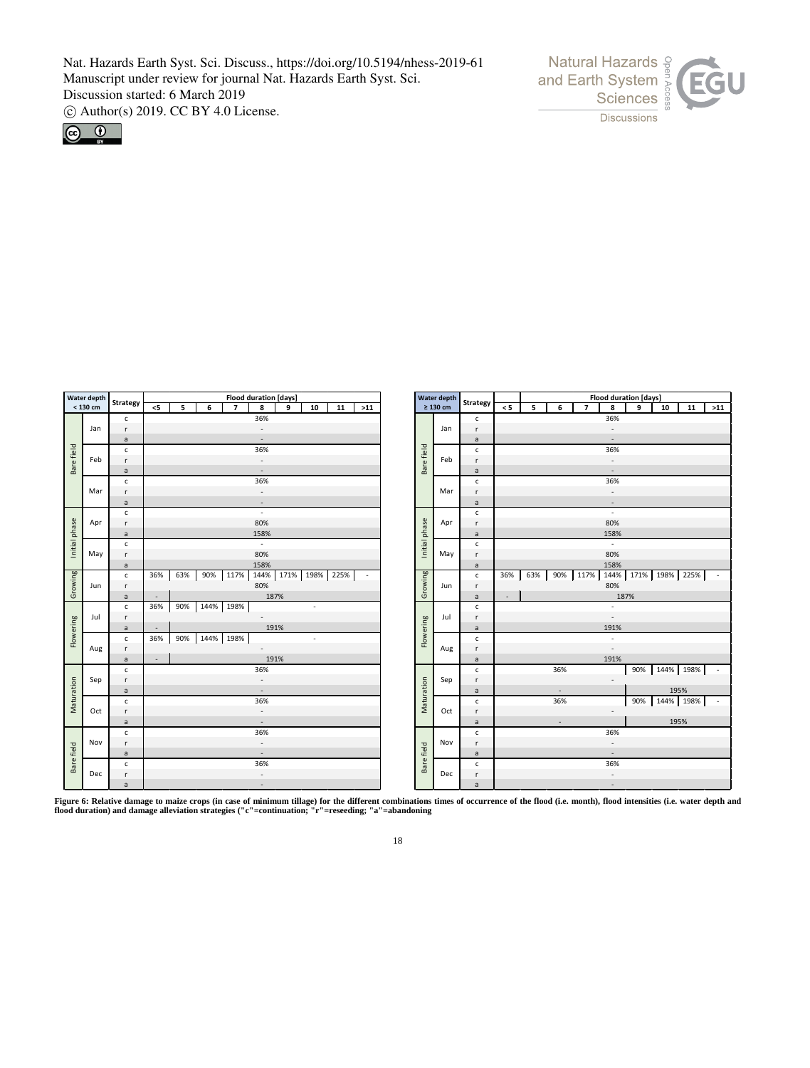| Water depth < 130 cm | | Strategy | Flood duration [days] | | | | | | | | |
|---|---|---|---|---|---|---|---|---|---|---|---|
| | | | <5 | 5 | 6 | 7 | 8 | 9 | 10 | 11 | >11 |
| Bare field | Jan | c | 36% | | | | | | | | |
| | | r | - | | | | | | | | |
| | | a | - | | | | | | | | |
| | Feb | c | 36% | | | | | | | | |
| | | r | - | | | | | | | | |
| | | a | - | | | | | | | | |
| | Mar | c | 36% | | | | | | | | |
| | | r | - | | | | | | | | |
| | | a | - | | | | | | | | |
| Initial phase | Apr | c | - | | | | | | | | |
| | | r | 80% | | | | | | | | |
| | | a | 158% | | | | | | | | |
| | May | c | - | | | | | | | | |
| | | r | 80% | | | | | | | | |
| | | a | 158% | | | | | | | | |
| Growing | Jun | c | 36% | 63% | 90% | 117% | 144% | 171% | 198% | 225% | - |
| | | r | 80% | | | | | | | | |
| | | a | - | 187% | | | | | | | |
| Flowering | Jul | c | 36% | 90% | 144% | 198% | - | | | | |
| | | r | - | | | | | | | | |
| | | a | - | 191% | | | | | | | |
| | Aug | c | 36% | 90% | 144% | 198% | - | | | | |
| | | r | - | | | | | | | | |
| | | a | - | 191% | | | | | | | |
| Maturation | Sep | c | 36% | | | | | | | | |
| | | r | - | | | | | | | | |
| | | a | - | | | | | | | | |
| | Oct | c | 36% | | | | | | | | |
| | | r | - | | | | | | | | |
| | | a | - | | | | | | | | |
| Bare field | Nov | c | 36% | | | | | | | | |
| | | r | - | | | | | | | | |
| | | a | - | | | | | | | | |
| | Dec | c | 36% | | | | | | | | |
| | | r | - | | | | | | | | |
| | | a | - | | | | | | | | |

| Water depth ≥ 130 cm | | Strategy | Flood duration [days] | | | | | | | | |
|---|---|---|---|---|---|---|---|---|---|---|---|
| | | | < 5 | 5 | 6 | 7 | 8 | 9 | 10 | 11 | >11 |
| Bare field | Jan | c | 36% | | | | | | | | |
| | | r | - | | | | | | | | |
| | | a | - | | | | | | | | |
| | Feb | c | 36% | | | | | | | | |
| | | r | - | | | | | | | | |
| | | a | - | | | | | | | | |
| | Mar | c | 36% | | | | | | | | |
| | | r | - | | | | | | | | |
| | | a | - | | | | | | | | |
| Initial phase | Apr | c | - | | | | | | | | |
| | | r | 80% | | | | | | | | |
| | | a | 158% | | | | | | | | |
| | May | c | - | | | | | | | | |
| | | r | 80% | | | | | | | | |
| | | a | 158% | | | | | | | | |
| Growing | Jun | c | 36% | 63% | 90% | 117% | 144% | 171% | 198% | 225% | - |
| | | r | 80% | | | | | | | | |
| | | a | - | 187% | | | | | | | |
| Flowering | Jul | c | - | | | | | | | | |
| | | r | - | | | | | | | | |
| | | a | 191% | | | | | | | | |
| | Aug | c | - | | | | | | | | |
| | | r | - | | | | | | | | |
| | | a | 191% | | | | | | | | |
| Maturation | Sep | c | 36% | | | | | 90% | 144% | 198% | - |
| | | r | - | | | | | | | | |
| | | a | - | | | | | 195% | | | |
| | Oct | c | 36% | | | | | 90% | 144% | 198% | - |
| | | r | - | | | | | | | | |
| | | a | - | | | | | 195% | | | |
| Bare field | Nov | c | 36% | | | | | | | | |
| | | r | - | | | | | | | | |
| | | a | - | | | | | | | | |
| | Dec | c | 36% | | | | | | | | |
| | | r | - | | | | | | | | |
| | | a | - | | | | | | | | |

**Figure 6: Relative damage to maize crops (in case of minimum tillage) for the different combinations times of occurrence of the flood (i.e. month), flood intensities (i.e. water depth and flood duration) and damage alleviation strategies ("c"=continuation; "r"=reseeding; "a"=abandoning**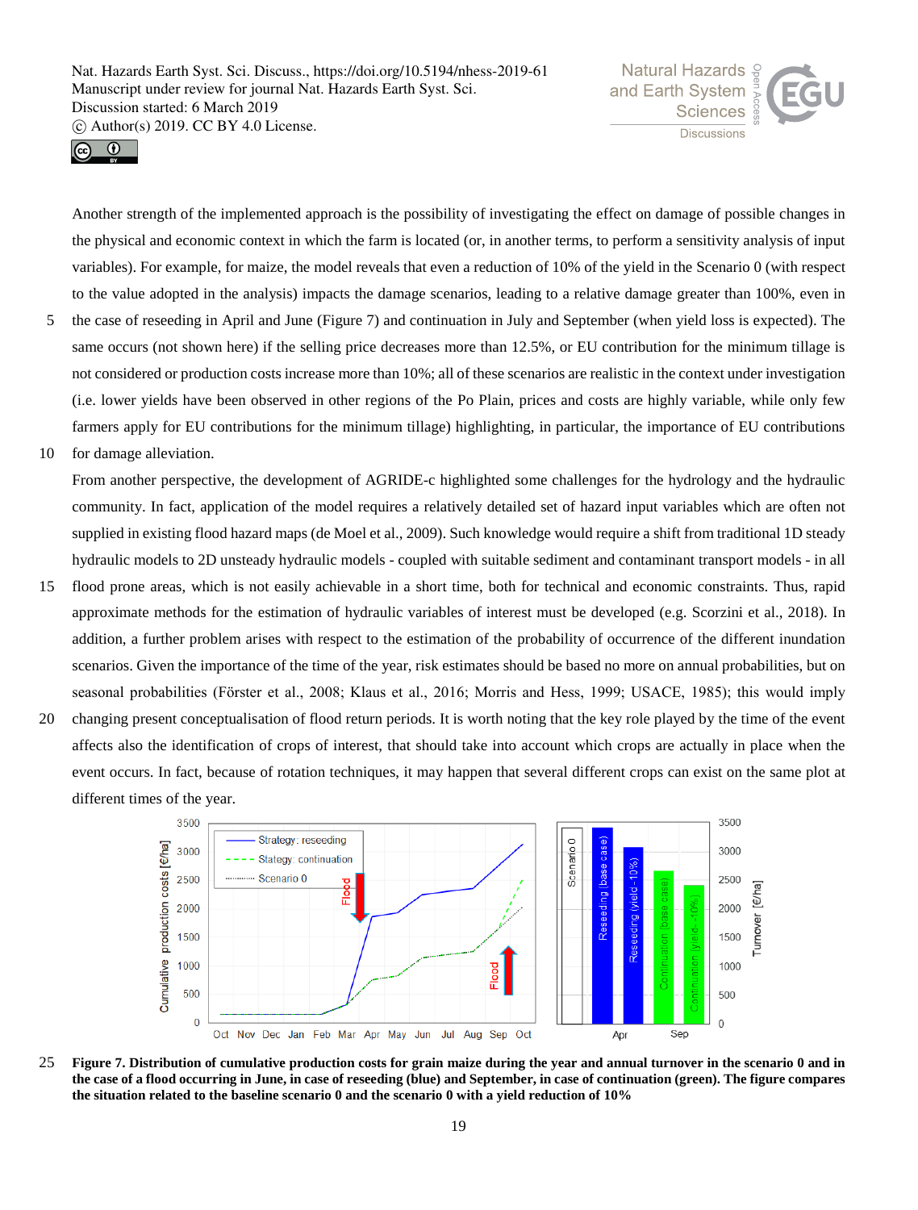Another strength of the implemented approach is the possibility of investigating the effect on damage of possible changes in the physical and economic context in which the farm is located (or, in another terms, to perform a sensitivity analysis of input variables). For example, for maize, the model reveals that even a reduction of 10% of the yield in the Scenario 0 (with respect to the value adopted in the analysis) impacts the damage scenarios, leading to a relative damage greater than 100%, even in the case of reseeding in April and June (Figure 7) and continuation in July and September (when yield loss is expected). The same occurs (not shown here) if the selling price decreases more than 12.5%, or EU contribution for the minimum tillage is not considered or production costs increase more than 10%; all of these scenarios are realistic in the context under investigation (i.e. lower yields have been observed in other regions of the Po Plain, prices and costs are highly variable, while only few farmers apply for EU contributions for the minimum tillage) highlighting, in particular, the importance of EU contributions for damage alleviation.

From another perspective, the development of AGRIDE-c highlighted some challenges for the hydrology and the hydraulic community. In fact, application of the model requires a relatively detailed set of hazard input variables which are often not supplied in existing flood hazard maps (de Moel et al., 2009). Such knowledge would require a shift from traditional 1D steady hydraulic models to 2D unsteady hydraulic models - coupled with suitable sediment and contaminant transport models - in all flood prone areas, which is not easily achievable in a short time, both for technical and economic constraints. Thus, rapid approximate methods for the estimation of hydraulic variables of interest must be developed (e.g. Scorzini et al., 2018). In addition, a further problem arises with respect to the estimation of the probability of occurrence of the different inundation scenarios. Given the importance of the time of the year, risk estimates should be based no more on annual probabilities, but on seasonal probabilities (Förster et al., 2008; Klaus et al., 2016; Morris and Hess, 1999; USACE, 1985); this would imply changing present conceptualisation of flood return periods. It is worth noting that the key role played by the time of the event affects also the identification of crops of interest, that should take into account which crops are actually in place when the event occurs. In fact, because of rotation techniques, it may happen that several different crops can exist on the same plot at different times of the year.

**Figure 7. Distribution of cumulative production costs for grain maize during the year and annual turnover in the scenario 0 and in the case of a flood occurring in June, in case of reseeding (blue) and September, in case of continuation (green). The figure compares the situation related to the baseline scenario 0 and the scenario 0 with a yield reduction of 10%**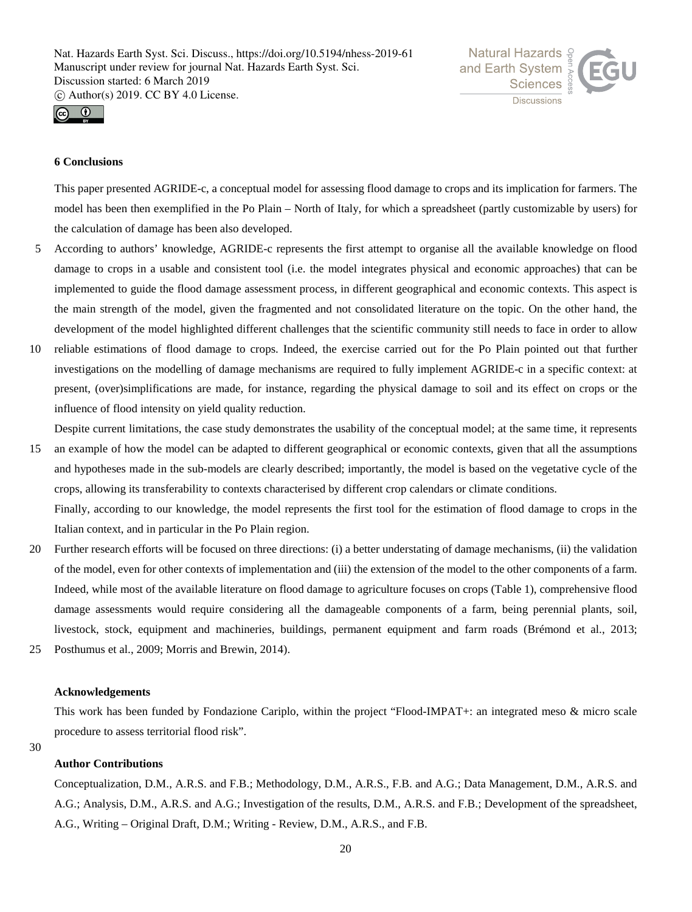## 6 Conclusions

This paper presented AGRIDE-c, a conceptual model for assessing flood damage to crops and its implication for farmers. The model has been then exemplified in the Po Plain – North of Italy, for which a spreadsheet (partly customizable by users) for the calculation of damage has been also developed.

According to authors' knowledge, AGRIDE-c represents the first attempt to organise all the available knowledge on flood damage to crops in a usable and consistent tool (i.e. the model integrates physical and economic approaches) that can be implemented to guide the flood damage assessment process, in different geographical and economic contexts. This aspect is the main strength of the model, given the fragmented and not consolidated literature on the topic. On the other hand, the development of the model highlighted different challenges that the scientific community still needs to face in order to allow reliable estimations of flood damage to crops. Indeed, the exercise carried out for the Po Plain pointed out that further investigations on the modelling of damage mechanisms are required to fully implement AGRIDE-c in a specific context: at present, (over)simplifications are made, for instance, regarding the physical damage to soil and its effect on crops or the influence of flood intensity on yield quality reduction.

Despite current limitations, the case study demonstrates the usability of the conceptual model; at the same time, it represents an example of how the model can be adapted to different geographical or economic contexts, given that all the assumptions and hypotheses made in the sub-models are clearly described; importantly, the model is based on the vegetative cycle of the crops, allowing its transferability to contexts characterised by different crop calendars or climate conditions.

Finally, according to our knowledge, the model represents the first tool for the estimation of flood damage to crops in the Italian context, and in particular in the Po Plain region.

Further research efforts will be focused on three directions: (i) a better understating of damage mechanisms, (ii) the validation of the model, even for other contexts of implementation and (iii) the extension of the model to the other components of a farm. Indeed, while most of the available literature on flood damage to agriculture focuses on crops (Table 1), comprehensive flood damage assessments would require considering all the damageable components of a farm, being perennial plants, soil, livestock, stock, equipment and machineries, buildings, permanent equipment and farm roads (Brémond et al., 2013; Posthumus et al., 2009; Morris and Brewin, 2014).

### Acknowledgements

This work has been funded by Fondazione Cariplo, within the project "Flood-IMPAT+: an integrated meso & micro scale procedure to assess territorial flood risk".

### Author Contributions

Conceptualization, D.M., A.R.S. and F.B.; Methodology, D.M., A.R.S., F.B. and A.G.; Data Management, D.M., A.R.S. and A.G.; Analysis, D.M., A.R.S. and A.G.; Investigation of the results, D.M., A.R.S. and F.B.; Development of the spreadsheet, A.G., Writing – Original Draft, D.M.; Writing - Review, D.M., A.R.S., and F.B.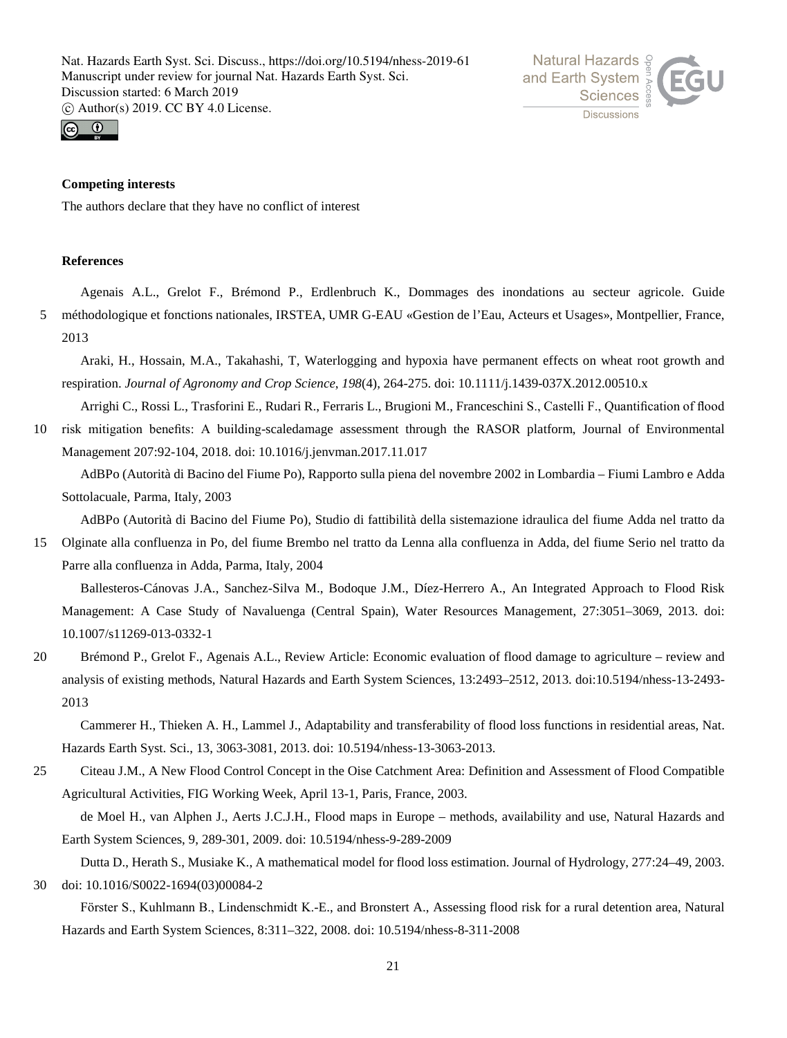**Competing interests**

The authors declare that they have no conflict of interest

**References**

Agenais A.L., Grelot F., Brémond P., Erdlenbruch K., Dommages des inondations au secteur agricole. Guide méthodologique et fonctions nationales, IRSTEA, UMR G-EAU «Gestion de l'Eau, Acteurs et Usages», Montpellier, France, 2013

Araki, H., Hossain, M.A., Takahashi, T, Waterlogging and hypoxia have permanent effects on wheat root growth and respiration. *Journal of Agronomy and Crop Science*, *198*(4), 264-275. doi: 10.1111/j.1439-037X.2012.00510.x

Arrighi C., Rossi L., Trasforini E., Rudari R., Ferraris L., Brugioni M., Franceschini S., Castelli F., Quantification of flood risk mitigation benefits: A building-scaledamage assessment through the RASOR platform, Journal of Environmental Management 207:92-104, 2018. doi: 10.1016/j.jenvman.2017.11.017

AdBPo (Autorità di Bacino del Fiume Po), Rapporto sulla piena del novembre 2002 in Lombardia – Fiumi Lambro e Adda Sottolacuale, Parma, Italy, 2003

AdBPo (Autorità di Bacino del Fiume Po), Studio di fattibilità della sistemazione idraulica del fiume Adda nel tratto da Olginate alla confluenza in Po, del fiume Brembo nel tratto da Lenna alla confluenza in Adda, del fiume Serio nel tratto da Parre alla confluenza in Adda, Parma, Italy, 2004

Ballesteros-Cánovas J.A., Sanchez-Silva M., Bodoque J.M., Díez-Herrero A., An Integrated Approach to Flood Risk Management: A Case Study of Navaluenga (Central Spain), Water Resources Management, 27:3051–3069, 2013. doi: 10.1007/s11269-013-0332-1

Brémond P., Grelot F., Agenais A.L., Review Article: Economic evaluation of flood damage to agriculture – review and analysis of existing methods, Natural Hazards and Earth System Sciences, 13:2493–2512, 2013. doi:10.5194/nhess-13-2493-2013

Cammerer H., Thieken A. H., Lammel J., Adaptability and transferability of flood loss functions in residential areas, Nat. Hazards Earth Syst. Sci., 13, 3063-3081, 2013. doi: 10.5194/nhess-13-3063-2013.

Citeau J.M., A New Flood Control Concept in the Oise Catchment Area: Definition and Assessment of Flood Compatible Agricultural Activities, FIG Working Week, April 13-1, Paris, France, 2003.

de Moel H., van Alphen J., Aerts J.C.J.H., Flood maps in Europe – methods, availability and use, Natural Hazards and Earth System Sciences, 9, 289-301, 2009. doi: 10.5194/nhess-9-289-2009

Dutta D., Herath S., Musiake K., A mathematical model for flood loss estimation. Journal of Hydrology, 277:24–49, 2003. doi: 10.1016/S0022-1694(03)00084-2

Förster S., Kuhlmann B., Lindenschmidt K.-E., and Bronstert A., Assessing flood risk for a rural detention area, Natural Hazards and Earth System Sciences, 8:311–322, 2008. doi: 10.5194/nhess-8-311-2008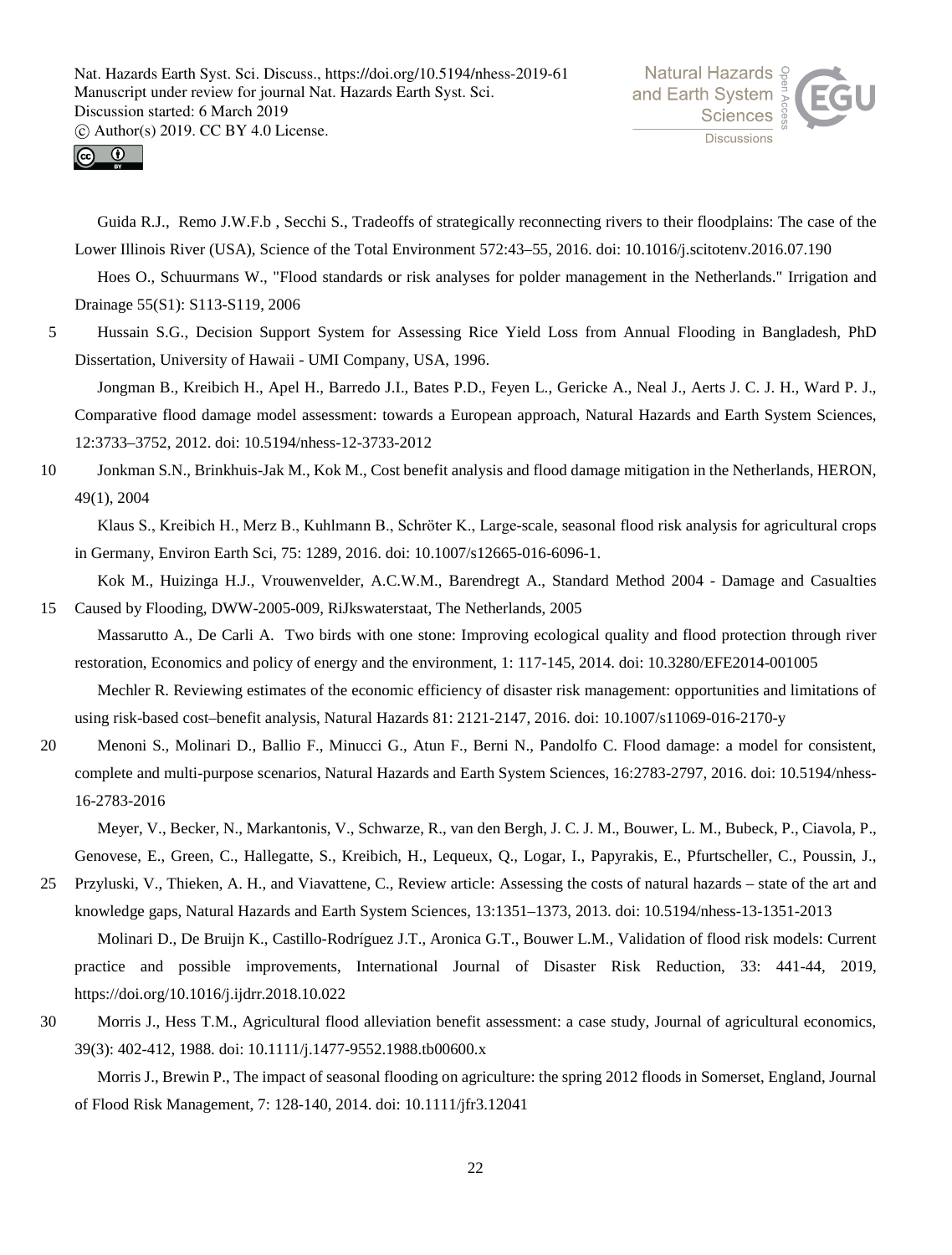Guida R.J., Remo J.W.F.b , Secchi S., Tradeoffs of strategically reconnecting rivers to their floodplains: The case of the Lower Illinois River (USA), Science of the Total Environment 572:43–55, 2016. doi: 10.1016/j.scitotenv.2016.07.190

Hoes O., Schuurmans W., "Flood standards or risk analyses for polder management in the Netherlands." Irrigation and Drainage 55(S1): S113-S119, 2006

Hussain S.G., Decision Support System for Assessing Rice Yield Loss from Annual Flooding in Bangladesh, PhD Dissertation, University of Hawaii - UMI Company, USA, 1996.

Jongman B., Kreibich H., Apel H., Barredo J.I., Bates P.D., Feyen L., Gericke A., Neal J., Aerts J. C. J. H., Ward P. J., Comparative flood damage model assessment: towards a European approach, Natural Hazards and Earth System Sciences, 12:3733–3752, 2012. doi: 10.5194/nhess-12-3733-2012

Jonkman S.N., Brinkhuis-Jak M., Kok M., Cost benefit analysis and flood damage mitigation in the Netherlands, HERON, 49(1), 2004

Klaus S., Kreibich H., Merz B., Kuhlmann B., Schröter K., Large-scale, seasonal flood risk analysis for agricultural crops in Germany, Environ Earth Sci, 75: 1289, 2016. doi: 10.1007/s12665-016-6096-1.

Kok M., Huizinga H.J., Vrouwenvelder, A.C.W.M., Barendregt A., Standard Method 2004 - Damage and Casualties Caused by Flooding, DWW-2005-009, RiJkswaterstaat, The Netherlands, 2005

Massarutto A., De Carli A. Two birds with one stone: Improving ecological quality and flood protection through river restoration, Economics and policy of energy and the environment, 1: 117-145, 2014. doi: 10.3280/EFE2014-001005

Mechler R. Reviewing estimates of the economic efficiency of disaster risk management: opportunities and limitations of using risk-based cost–benefit analysis, Natural Hazards 81: 2121-2147, 2016. doi: 10.1007/s11069-016-2170-y

Menoni S., Molinari D., Ballio F., Minucci G., Atun F., Berni N., Pandolfo C. Flood damage: a model for consistent, complete and multi-purpose scenarios, Natural Hazards and Earth System Sciences, 16:2783-2797, 2016. doi: 10.5194/nhess-16-2783-2016

Meyer, V., Becker, N., Markantonis, V., Schwarze, R., van den Bergh, J. C. J. M., Bouwer, L. M., Bubeck, P., Ciavola, P., Genovese, E., Green, C., Hallegatte, S., Kreibich, H., Lequeux, Q., Logar, I., Papyrakis, E., Pfurtscheller, C., Poussin, J., Przyluski, V., Thieken, A. H., and Viavattene, C., Review article: Assessing the costs of natural hazards – state of the art and knowledge gaps, Natural Hazards and Earth System Sciences, 13:1351–1373, 2013. doi: 10.5194/nhess-13-1351-2013

Molinari D., De Bruijn K., Castillo-Rodríguez J.T., Aronica G.T., Bouwer L.M., Validation of flood risk models: Current practice and possible improvements, International Journal of Disaster Risk Reduction, 33: 441-44, 2019, https://doi.org/10.1016/j.ijdrr.2018.10.022

Morris J., Hess T.M., Agricultural flood alleviation benefit assessment: a case study, Journal of agricultural economics, 39(3): 402-412, 1988. doi: 10.1111/j.1477-9552.1988.tb00600.x

Morris J., Brewin P., The impact of seasonal flooding on agriculture: the spring 2012 floods in Somerset, England, Journal of Flood Risk Management, 7: 128-140, 2014. doi: 10.1111/jfr3.12041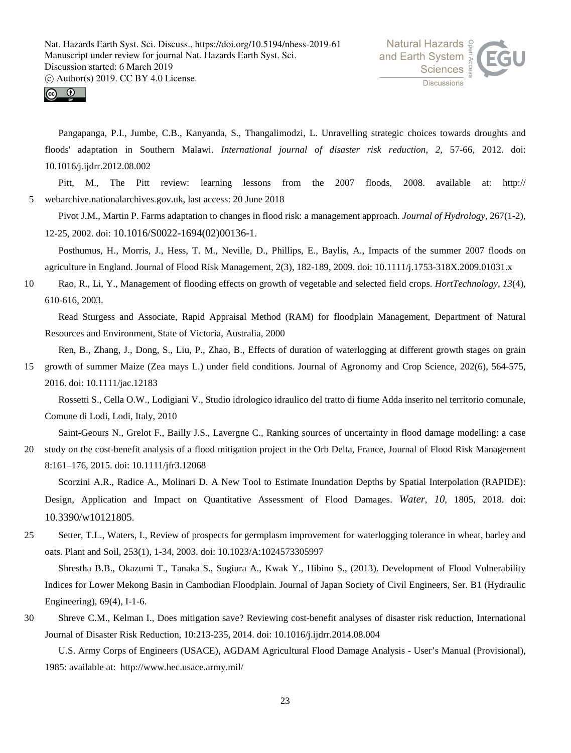Pangapanga, P.I., Jumbe, C.B., Kanyanda, S., Thangalimodzi, L. Unravelling strategic choices towards droughts and floods' adaptation in Southern Malawi. *International journal of disaster risk reduction*, *2*, 57-66, 2012. doi: 10.1016/j.ijdrr.2012.08.002

Pitt, M., The Pitt review: learning lessons from the 2007 floods, 2008. available at: http:// webarchive.nationalarchives.gov.uk, last access: 20 June 2018

Pivot J.M., Martin P. Farms adaptation to changes in flood risk: a management approach. *Journal of Hydrology*, 267(1-2), 12-25, 2002. doi: 10.1016/S0022-1694(02)00136-1.

Posthumus, H., Morris, J., Hess, T. M., Neville, D., Phillips, E., Baylis, A., Impacts of the summer 2007 floods on agriculture in England. Journal of Flood Risk Management, 2(3), 182-189, 2009. doi: 10.1111/j.1753-318X.2009.01031.x

Rao, R., Li, Y., Management of flooding effects on growth of vegetable and selected field crops. *HortTechnology*, *13*(4), 610-616, 2003.

Read Sturgess and Associate, Rapid Appraisal Method (RAM) for floodplain Management, Department of Natural Resources and Environment, State of Victoria, Australia, 2000

Ren, B., Zhang, J., Dong, S., Liu, P., Zhao, B., Effects of duration of waterlogging at different growth stages on grain growth of summer Maize (Zea mays L.) under field conditions. Journal of Agronomy and Crop Science, 202(6), 564-575, 2016. doi: 10.1111/jac.12183

Rossetti S., Cella O.W., Lodigiani V., Studio idrologico idraulico del tratto di fiume Adda inserito nel territorio comunale, Comune di Lodi, Lodi, Italy, 2010

Saint-Geours N., Grelot F., Bailly J.S., Lavergne C., Ranking sources of uncertainty in flood damage modelling: a case study on the cost-benefit analysis of a flood mitigation project in the Orb Delta, France, Journal of Flood Risk Management 8:161–176, 2015. doi: 10.1111/jfr3.12068

Scorzini A.R., Radice A., Molinari D. A New Tool to Estimate Inundation Depths by Spatial Interpolation (RAPIDE): Design, Application and Impact on Quantitative Assessment of Flood Damages. *Water*, *10*, 1805, 2018. doi: 10.3390/w10121805.

Setter, T.L., Waters, I., Review of prospects for germplasm improvement for waterlogging tolerance in wheat, barley and oats. Plant and Soil, 253(1), 1-34, 2003. doi: 10.1023/A:1024573305997

Shrestha B.B., Okazumi T., Tanaka S., Sugiura A., Kwak Y., Hibino S., (2013). Development of Flood Vulnerability Indices for Lower Mekong Basin in Cambodian Floodplain. Journal of Japan Society of Civil Engineers, Ser. B1 (Hydraulic Engineering), 69(4), I-1-6.

Shreve C.M., Kelman I., Does mitigation save? Reviewing cost-benefit analyses of disaster risk reduction, International Journal of Disaster Risk Reduction, 10:213-235, 2014. doi: 10.1016/j.ijdrr.2014.08.004

U.S. Army Corps of Engineers (USACE), AGDAM Agricultural Flood Damage Analysis - User's Manual (Provisional), 1985: available at: http://www.hec.usace.army.mil/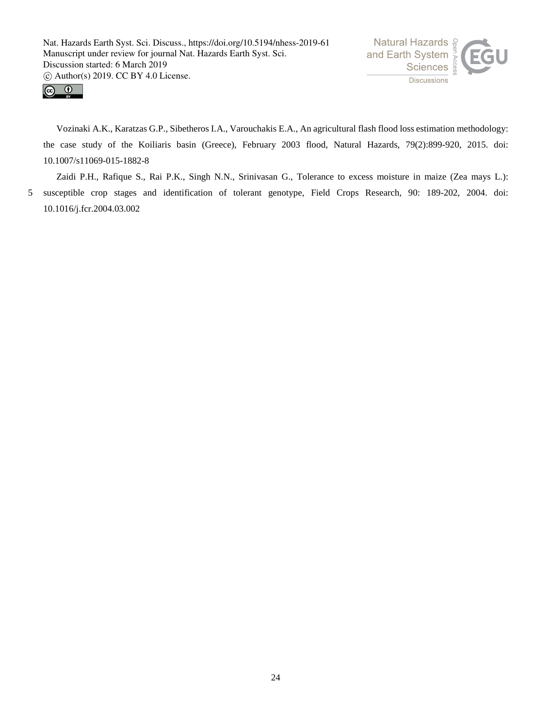Vozinaki A.K., Karatzas G.P., Sibetheros I.A., Varouchakis E.A., An agricultural flash flood loss estimation methodology: the case study of the Koiliaris basin (Greece), February 2003 flood, Natural Hazards, 79(2):899-920, 2015. doi: 10.1007/s11069-015-1882-8

Zaidi P.H., Rafique S., Rai P.K., Singh N.N., Srinivasan G., Tolerance to excess moisture in maize (Zea mays L.): susceptible crop stages and identification of tolerant genotype, Field Crops Research, 90: 189-202, 2004. doi: 10.1016/j.fcr.2004.03.002